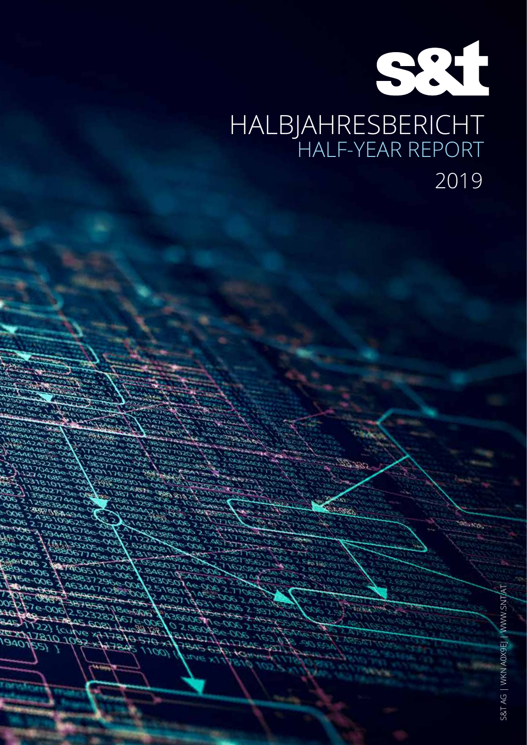s&t

# HALBJAHRESBERICHT
# HALF-YEAR REPORT
# 2019

S&T AG | WKN A0X9EJ | WWW.SNT.AT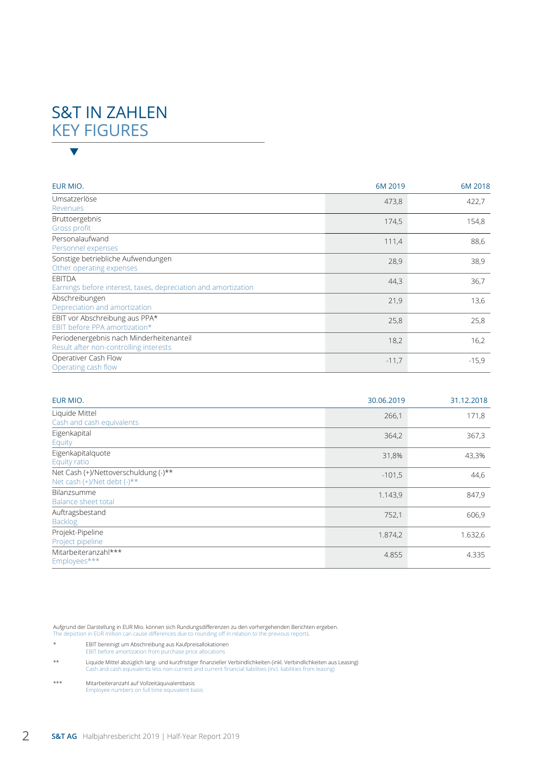# S&T IN ZAHLEN
## KEY FIGURES

| EUR MIO. | 6M 2019 | 6M 2018 |
|---|---|---|
| Umsatzerlöse<br>Revenues | 473,8 | 422,7 |
| Bruttoergebnis<br>Gross profit | 174,5 | 154,8 |
| Personalaufwand<br>Personnel expenses | 111,4 | 88,6 |
| Sonstige betriebliche Aufwendungen<br>Other operating expenses | 28,9 | 38,9 |
| EBITDA<br>Earnings before interest, taxes, depreciation and amortization | 44,3 | 36,7 |
| Abschreibungen<br>Depreciation and amortization | 21,9 | 13,6 |
| EBIT vor Abschreibung aus PPA*<br>EBIT before PPA amortization* | 25,8 | 25,8 |
| Periodenergebnis nach Minderheitenanteil<br>Result after non-controlling interests | 18,2 | 16,2 |
| Operativer Cash Flow<br>Operating cash flow | -11,7 | -15,9 |

| EUR MIO. | 30.06.2019 | 31.12.2018 |
|---|---|---|
| Liquide Mittel<br>Cash and cash equivalents | 266,1 | 171,8 |
| Eigenkapital<br>Equity | 364,2 | 367,3 |
| Eigenkapitalquote<br>Equity ratio | 31,8% | 43,3% |
| Net Cash (+)/Nettoverschuldung (-)**<br>Net cash (+)/Net debt (-)** | -101,5 | 44,6 |
| Bilanzsumme<br>Balance sheet total | 1.143,9 | 847,9 |
| Auftragsbestand<br>Backlog | 752,1 | 606,9 |
| Projekt-Pipeline<br>Project pipeline | 1.874,2 | 1.632,6 |
| Mitarbeiteranzahl***<br>Employees*** | 4.855 | 4.335 |

Aufgrund der Darstellung in EUR Mio. können sich Rundungsdifferenzen zu den vorhergehenden Berichten ergeben.
The depiction in EUR million can cause differences due to rounding off in relation to the previous reports.

\* EBIT bereinigt um Abschreibung aus Kaufpreisallokationen
EBIT before amortization from purchase price allocations

\** Liquide Mittel abzüglich lang- und kurzfristiger finanzieller Verbindlichkeiten (inkl. Verbindlichkeiten aus Leasing)
Cash and cash equivalents less non-current and current financial liabilities (incl. liabilities from leasing)

\*** Mitarbeiteranzahl auf Vollzeitäquivalentbasis
Employee numbers on full time equivalent basis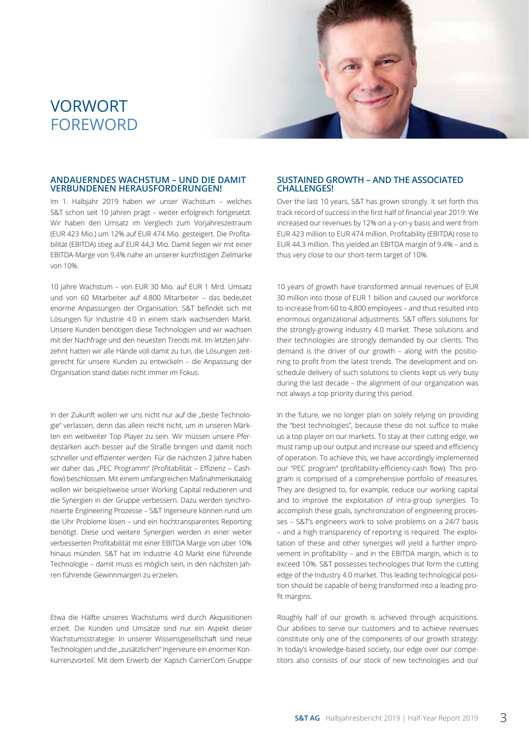# VORWORT
# FOREWORD

## ANDAUERNDES WACHSTUM – UND DIE DAMIT VERBUNDENEN HERAUSFORDERUNGEN!

Im 1. Halbjahr 2019 haben wir unser Wachstum – welches S&T schon seit 10 Jahren prägt – weiter erfolgreich fortgesetzt. Wir haben den Umsatz im Vergleich zum Vorjahreszeitraum (EUR 423 Mio.) um 12% auf EUR 474 Mio. gesteigert. Die Profitabilität (EBITDA) stieg auf EUR 44,3 Mio. Damit liegen wir mit einer EBITDA-Marge von 9,4% nahe an unserer kurzfristigen Zielmarke von 10%.

10 Jahre Wachstum – von EUR 30 Mio. auf EUR 1 Mrd. Umsatz und von 60 Mitarbeiter auf 4.800 Mitarbeiter – das bedeutet enorme Anpassungen der Organisation. S&T befindet sich mit Lösungen für Industrie 4.0 in einem stark wachsenden Markt. Unsere Kunden benötigen diese Technologien und wir wachsen mit der Nachfrage und den neuesten Trends mit. Im letzten Jahrzehnt hatten wir alle Hände voll damit zu tun, die Lösungen zeitgerecht für unsere Kunden zu entwickeln – die Anpassung der Organisation stand dabei nicht immer im Fokus.

In der Zukunft wollen wir uns nicht nur auf die „beste Technologie" verlassen, denn das allein reicht nicht, um in unseren Märkten ein weltweiter Top Player zu sein. Wir müssen unsere Pferdestärken auch besser auf die Straße bringen und damit noch schneller und effizienter werden. Für die nächsten 2 Jahre haben wir daher das „PEC Programm" (Profitabilität – Effizienz – Cashflow) beschlossen. Mit einem umfangreichen Maßnahmenkatalog wollen wir beispielsweise unser Working Capital reduzieren und die Synergien in der Gruppe verbessern. Dazu werden synchronisierte Engineering Prozesse – S&T Ingenieure können rund um die Uhr Probleme lösen – und ein hochtransparentes Reporting benötigt. Diese und weitere Synergien werden in einer weiter verbesserten Profitabilität mit einer EBITDA Marge von über 10% hinaus münden. S&T hat im Industrie 4.0 Markt eine führende Technologie – damit muss es möglich sein, in den nächsten Jahren führende Gewinnmargen zu erzielen.

Etwa die Hälfte unseres Wachstums wird durch Akquisitionen erzielt. Die Kunden und Umsätze sind nur ein Aspekt dieser Wachstumsstrategie: In unserer Wissensgesellschaft sind neue Technologien und die „zusätzlichen" Ingenieure ein enormer Konkurrenzvorteil. Mit dem Erwerb der Kapsch CarrierCom Gruppe

## SUSTAINED GROWTH – AND THE ASSOCIATED CHALLENGES!

Over the last 10 years, S&T has grown strongly. It set forth this track record of success in the first half of financial year 2019: We increased our revenues by 12% on a y-on-y basis and went from EUR 423 million to EUR 474 million. Profitability (EBITDA) rose to EUR 44.3 million. This yielded an EBITDA margin of 9.4% – and is thus very close to our short-term target of 10%.

10 years of growth have transformed annual revenues of EUR 30 million into those of EUR 1 billion and caused our workforce to increase from 60 to 4,800 employees – and thus resulted into enormous organizational adjustments. S&T offers solutions for the strongly-growing Industry 4.0 market. These solutions and their technologies are strongly demanded by our clients. This demand is the driver of our growth – along with the positioning to profit from the latest trends. The development and on-schedule delivery of such solutions to clients kept us very busy during the last decade – the alignment of our organization was not always a top priority during this period.

In the future, we no longer plan on solely relying on providing the "best technologies", because these do not suffice to make us a top player on our markets. To stay at their cutting edge, we must ramp up our output and increase our speed and efficiency of operation. To achieve this, we have accordingly implemented our "PEC program" (profitability-efficiency-cash flow). This program is comprised of a comprehensive portfolio of measures. They are designed to, for example, reduce our working capital and to improve the exploitation of intra-group synergies. To accomplish these goals, synchronization of engineering processes – S&T's engineers work to solve problems on a 24/7 basis – and a high transparency of reporting is required. The exploitation of these and other synergies will yield a further improvement in profitability – and in the EBITDA margin, which is to exceed 10%. S&T possesses technologies that form the cutting edge of the Industry 4.0 market. This leading technological position should be capable of being transformed into a leading profit margins.

Roughly half of our growth is achieved through acquisitions. Our abilities to serve our customers and to achieve revenues constitute only one of the components of our growth strategy: In today's knowledge-based society, our edge over our competitors also consists of our stock of new technologies and our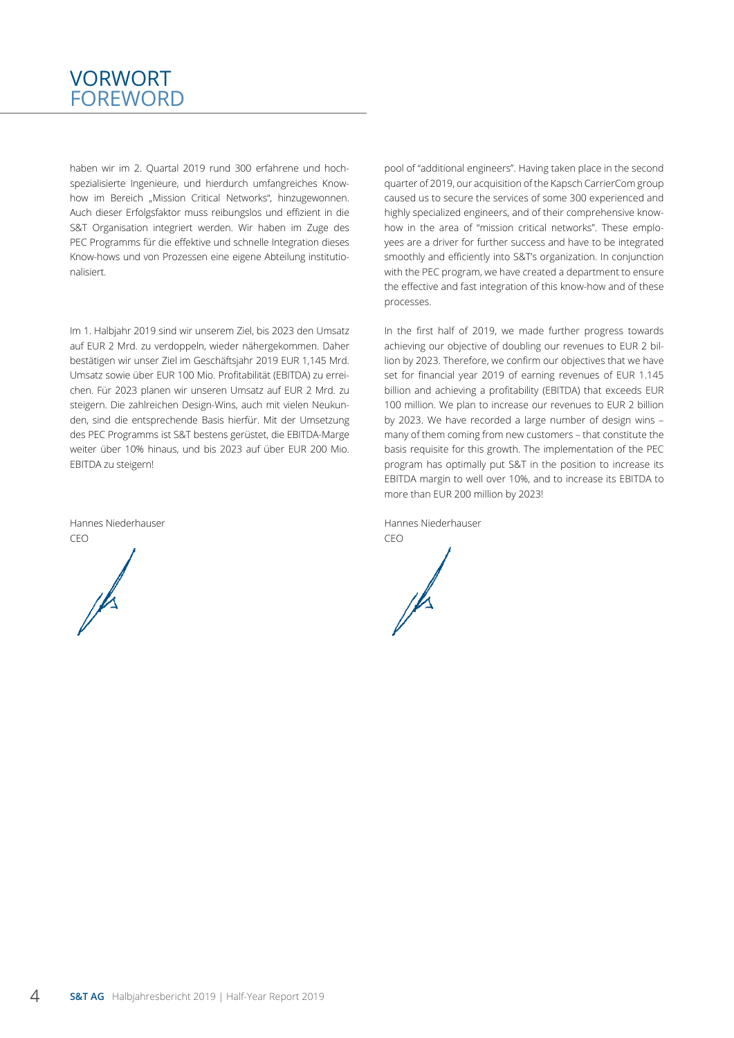# VORWORT
# FOREWORD

haben wir im 2. Quartal 2019 rund 300 erfahrene und hochspezialisierte Ingenieure, und hierdurch umfangreiches Know-how im Bereich „Mission Critical Networks", hinzugewonnen. Auch dieser Erfolgsfaktor muss reibungslos und effizient in die S&T Organisation integriert werden. Wir haben im Zuge des PEC Programms für die effektive und schnelle Integration dieses Know-hows und von Prozessen eine eigene Abteilung institutionalisiert.

Im 1. Halbjahr 2019 sind wir unserem Ziel, bis 2023 den Umsatz auf EUR 2 Mrd. zu verdoppeln, wieder nähergekommen. Daher bestätigen wir unser Ziel im Geschäftsjahr 2019 EUR 1,145 Mrd. Umsatz sowie über EUR 100 Mio. Profitabilität (EBITDA) zu erreichen. Für 2023 planen wir unseren Umsatz auf EUR 2 Mrd. zu steigern. Die zahlreichen Design-Wins, auch mit vielen Neukunden, sind die entsprechende Basis hierfür. Mit der Umsetzung des PEC Programms ist S&T bestens gerüstet, die EBITDA-Marge weiter über 10% hinaus, und bis 2023 auf über EUR 200 Mio. EBITDA zu steigern!

Hannes Niederhauser
CEO

pool of "additional engineers". Having taken place in the second quarter of 2019, our acquisition of the Kapsch CarrierCom group caused us to secure the services of some 300 experienced and highly specialized engineers, and of their comprehensive know-how in the area of "mission critical networks". These employees are a driver for further success and have to be integrated smoothly and efficiently into S&T's organization. In conjunction with the PEC program, we have created a department to ensure the effective and fast integration of this know-how and of these processes.

In the first half of 2019, we made further progress towards achieving our objective of doubling our revenues to EUR 2 billion by 2023. Therefore, we confirm our objectives that we have set for financial year 2019 of earning revenues of EUR 1.145 billion and achieving a profitability (EBITDA) that exceeds EUR 100 million. We plan to increase our revenues to EUR 2 billion by 2023. We have recorded a large number of design wins – many of them coming from new customers – that constitute the basis requisite for this growth. The implementation of the PEC program has optimally put S&T in the position to increase its EBITDA margin to well over 10%, and to increase its EBITDA to more than EUR 200 million by 2023!

Hannes Niederhauser
CEO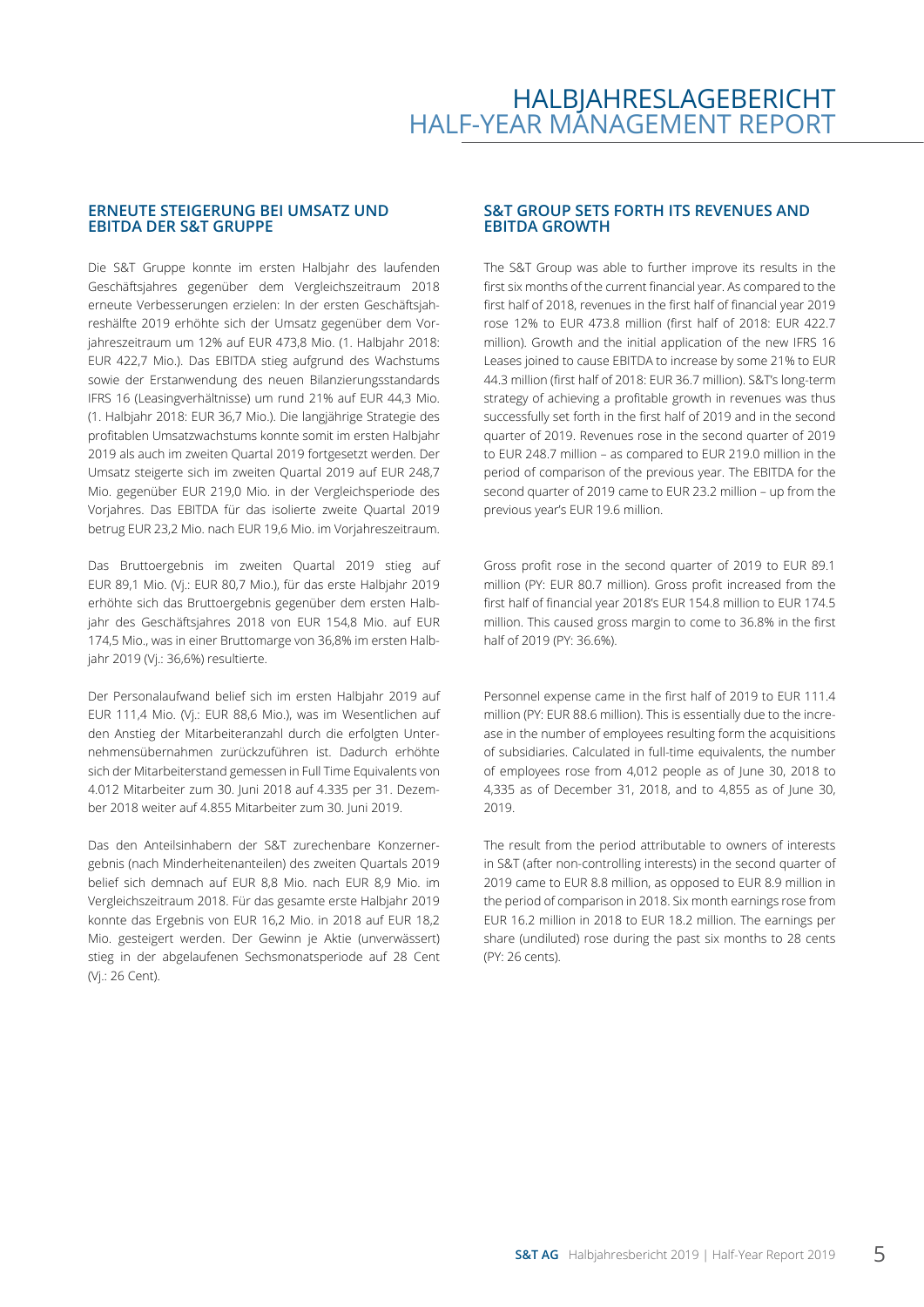# HALBJAHRESLAGEBERICHT
# HALF-YEAR MANAGEMENT REPORT

## ERNEUTE STEIGERUNG BEI UMSATZ UND EBITDA DER S&T GRUPPE

Die S&T Gruppe konnte im ersten Halbjahr des laufenden Geschäftsjahres gegenüber dem Vergleichszeitraum 2018 erneute Verbesserungen erzielen: In der ersten Geschäftsjahreshälfte 2019 erhöhte sich der Umsatz gegenüber dem Vorjahreszeitraum um 12% auf EUR 473,8 Mio. (1. Halbjahr 2018: EUR 422,7 Mio.). Das EBITDA stieg aufgrund des Wachstums sowie der Erstanwendung des neuen Bilanzierungsstandards IFRS 16 (Leasingverhältnisse) um rund 21% auf EUR 44,3 Mio. (1. Halbjahr 2018: EUR 36,7 Mio.). Die langjährige Strategie des profitablen Umsatzwachstums konnte somit im ersten Halbjahr 2019 als auch im zweiten Quartal 2019 fortgesetzt werden. Der Umsatz steigerte sich im zweiten Quartal 2019 auf EUR 248,7 Mio. gegenüber EUR 219,0 Mio. in der Vergleichsperiode des Vorjahres. Das EBITDA für das isolierte zweite Quartal 2019 betrug EUR 23,2 Mio. nach EUR 19,6 Mio. im Vorjahreszeitraum.

Das Bruttoergebnis im zweiten Quartal 2019 stieg auf EUR 89,1 Mio. (Vj.: EUR 80,7 Mio.), für das erste Halbjahr 2019 erhöhte sich das Bruttoergebnis gegenüber dem ersten Halbjahr des Geschäftsjahres 2018 von EUR 154,8 Mio. auf EUR 174,5 Mio., was in einer Bruttomarge von 36,8% im ersten Halbjahr 2019 (Vj.: 36,6%) resultierte.

Der Personalaufwand belief sich im ersten Halbjahr 2019 auf EUR 111,4 Mio. (Vj.: EUR 88,6 Mio.), was im Wesentlichen auf den Anstieg der Mitarbeiteranzahl durch die erfolgten Unternehmensübernahmen zurückzuführen ist. Dadurch erhöhte sich der Mitarbeiterstand gemessen in Full Time Equivalents von 4.012 Mitarbeiter zum 30. Juni 2018 auf 4.335 per 31. Dezember 2018 weiter auf 4.855 Mitarbeiter zum 30. Juni 2019.

Das den Anteilsinhabern der S&T zurechenbare Konzernergebnis (nach Minderheitenanteilen) des zweiten Quartals 2019 belief sich demnach auf EUR 8,8 Mio. nach EUR 8,9 Mio. im Vergleichszeitraum 2018. Für das gesamte erste Halbjahr 2019 konnte das Ergebnis von EUR 16,2 Mio. in 2018 auf EUR 18,2 Mio. gesteigert werden. Der Gewinn je Aktie (unverwässert) stieg in der abgelaufenen Sechsmonatsperiode auf 28 Cent (Vj.: 26 Cent).

## S&T GROUP SETS FORTH ITS REVENUES AND EBITDA GROWTH

The S&T Group was able to further improve its results in the first six months of the current financial year. As compared to the first half of 2018, revenues in the first half of financial year 2019 rose 12% to EUR 473.8 million (first half of 2018: EUR 422.7 million). Growth and the initial application of the new IFRS 16 Leases joined to cause EBITDA to increase by some 21% to EUR 44.3 million (first half of 2018: EUR 36.7 million). S&T's long-term strategy of achieving a profitable growth in revenues was thus successfully set forth in the first half of 2019 and in the second quarter of 2019. Revenues rose in the second quarter of 2019 to EUR 248.7 million – as compared to EUR 219.0 million in the period of comparison of the previous year. The EBITDA for the second quarter of 2019 came to EUR 23.2 million – up from the previous year's EUR 19.6 million.

Gross profit rose in the second quarter of 2019 to EUR 89.1 million (PY: EUR 80.7 million). Gross profit increased from the first half of financial year 2018's EUR 154.8 million to EUR 174.5 million. This caused gross margin to come to 36.8% in the first half of 2019 (PY: 36.6%).

Personnel expense came in the first half of 2019 to EUR 111.4 million (PY: EUR 88.6 million). This is essentially due to the increase in the number of employees resulting form the acquisitions of subsidiaries. Calculated in full-time equivalents, the number of employees rose from 4,012 people as of June 30, 2018 to 4,335 as of December 31, 2018, and to 4,855 as of June 30, 2019.

The result from the period attributable to owners of interests in S&T (after non-controlling interests) in the second quarter of 2019 came to EUR 8.8 million, as opposed to EUR 8.9 million in the period of comparison in 2018. Six month earnings rose from EUR 16.2 million in 2018 to EUR 18.2 million. The earnings per share (undiluted) rose during the past six months to 28 cents (PY: 26 cents).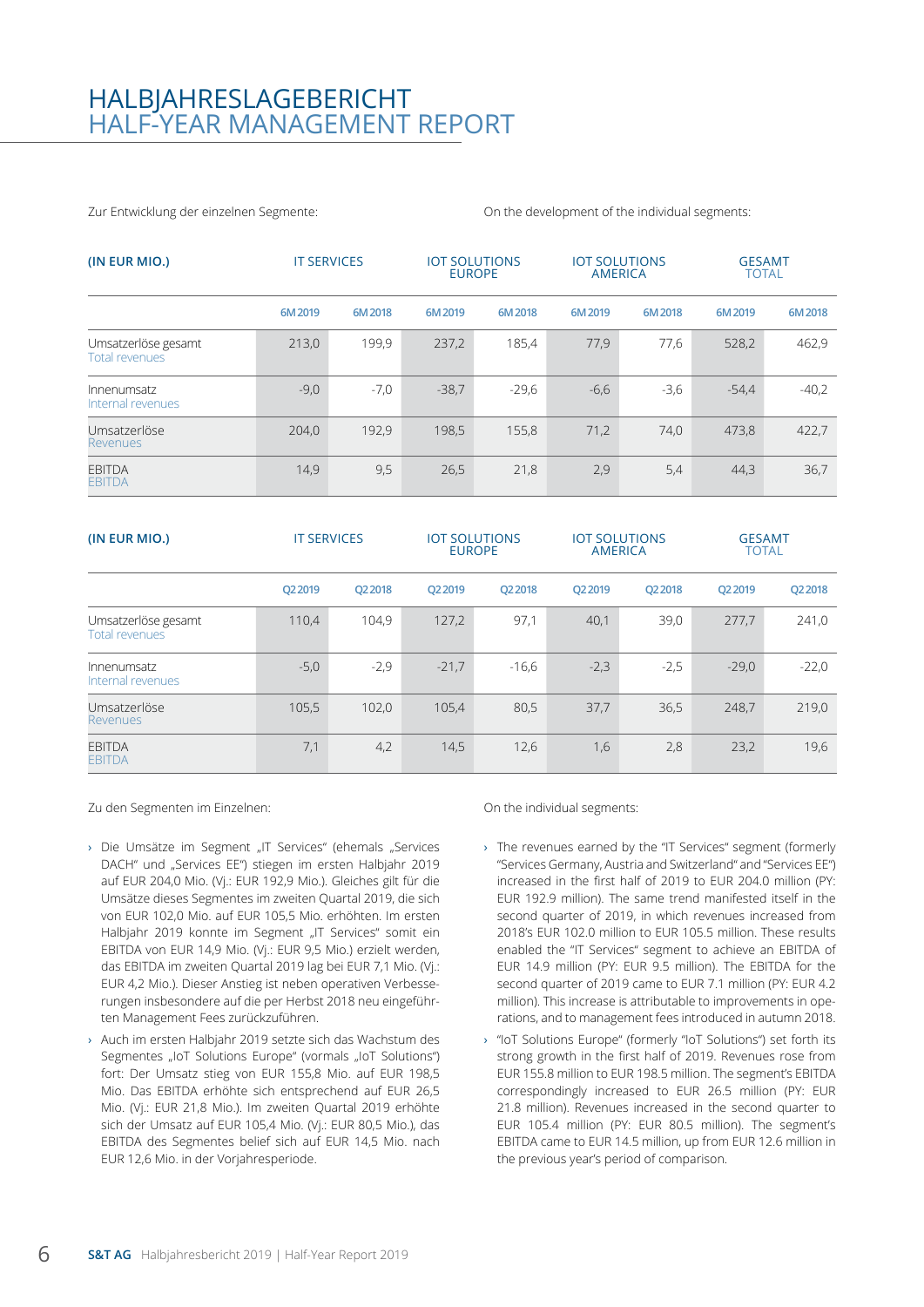# HALBJAHRESLAGEBERICHT
# HALF-YEAR MANAGEMENT REPORT

Zur Entwicklung der einzelnen Segmente:

On the development of the individual segments:

| (IN EUR MIO.) | IT SERVICES | | IOT SOLUTIONS EUROPE | | IOT SOLUTIONS AMERICA | | GESAMT TOTAL | |
|---|---|---|---|---|---|---|---|---|
| | 6M 2019 | 6M 2018 | 6M 2019 | 6M 2018 | 6M 2019 | 6M 2018 | 6M 2019 | 6M 2018 |
| Umsatzerlöse gesamt Total revenues | 213,0 | 199,9 | 237,2 | 185,4 | 77,9 | 77,6 | 528,2 | 462,9 |
| Innenumsatz Internal revenues | -9,0 | -7,0 | -38,7 | -29,6 | -6,6 | -3,6 | -54,4 | -40,2 |
| Umsatzerlöse Revenues | 204,0 | 192,9 | 198,5 | 155,8 | 71,2 | 74,0 | 473,8 | 422,7 |
| EBITDA EBITDA | 14,9 | 9,5 | 26,5 | 21,8 | 2,9 | 5,4 | 44,3 | 36,7 |

| (IN EUR MIO.) | IT SERVICES | | IOT SOLUTIONS EUROPE | | IOT SOLUTIONS AMERICA | | GESAMT TOTAL | |
|---|---|---|---|---|---|---|---|---|
| | Q2 2019 | Q2 2018 | Q2 2019 | Q2 2018 | Q2 2019 | Q2 2018 | Q2 2019 | Q2 2018 |
| Umsatzerlöse gesamt Total revenues | 110,4 | 104,9 | 127,2 | 97,1 | 40,1 | 39,0 | 277,7 | 241,0 |
| Innenumsatz Internal revenues | -5,0 | -2,9 | -21,7 | -16,6 | -2,3 | -2,5 | -29,0 | -22,0 |
| Umsatzerlöse Revenues | 105,5 | 102,0 | 105,4 | 80,5 | 37,7 | 36,5 | 248,7 | 219,0 |
| EBITDA EBITDA | 7,1 | 4,2 | 14,5 | 12,6 | 1,6 | 2,8 | 23,2 | 19,6 |

Zu den Segmenten im Einzelnen:

- Die Umsätze im Segment „IT Services" (ehemals „Services DACH" und „Services EE") stiegen im ersten Halbjahr 2019 auf EUR 204,0 Mio. (Vj.: EUR 192,9 Mio.). Gleiches gilt für die Umsätze dieses Segmentes im zweiten Quartal 2019, die sich von EUR 102,0 Mio. auf EUR 105,5 Mio. erhöhten. Im ersten Halbjahr 2019 konnte im Segment „IT Services" somit ein EBITDA von EUR 14,9 Mio. (Vj.: EUR 9,5 Mio.) erzielt werden, das EBITDA im zweiten Quartal 2019 lag bei EUR 7,1 Mio. (Vj.: EUR 4,2 Mio.). Dieser Anstieg ist neben operativen Verbesserungen insbesondere auf die per Herbst 2018 neu eingeführten Management Fees zurückzuführen.
- Auch im ersten Halbjahr 2019 setzte sich das Wachstum des Segmentes „IoT Solutions Europe" (vormals „IoT Solutions") fort: Der Umsatz stieg von EUR 155,8 Mio. auf EUR 198,5 Mio. Das EBITDA erhöhte sich entsprechend auf EUR 26,5 Mio. (Vj.: EUR 21,8 Mio.). Im zweiten Quartal 2019 erhöhte sich der Umsatz auf EUR 105,4 Mio. (Vj.: EUR 80,5 Mio.), das EBITDA des Segmentes belief sich auf EUR 14,5 Mio. nach EUR 12,6 Mio. in der Vorjahresperiode.

On the individual segments:

- The revenues earned by the "IT Services" segment (formerly "Services Germany, Austria and Switzerland" and "Services EE") increased in the first half of 2019 to EUR 204.0 million (PY: EUR 192.9 million). The same trend manifested itself in the second quarter of 2019, in which revenues increased from 2018's EUR 102.0 million to EUR 105.5 million. These results enabled the "IT Services" segment to achieve an EBITDA of EUR 14.9 million (PY: EUR 9.5 million). The EBITDA for the second quarter of 2019 came to EUR 7.1 million (PY: EUR 4.2 million). This increase is attributable to improvements in operations, and to management fees introduced in autumn 2018.
- "IoT Solutions Europe" (formerly "IoT Solutions") set forth its strong growth in the first half of 2019. Revenues rose from EUR 155.8 million to EUR 198.5 million. The segment's EBITDA correspondingly increased to EUR 26.5 million (PY: EUR 21.8 million). Revenues increased in the second quarter to EUR 105.4 million (PY: EUR 80.5 million). The segment's EBITDA came to EUR 14.5 million, up from EUR 12.6 million in the previous year's period of comparison.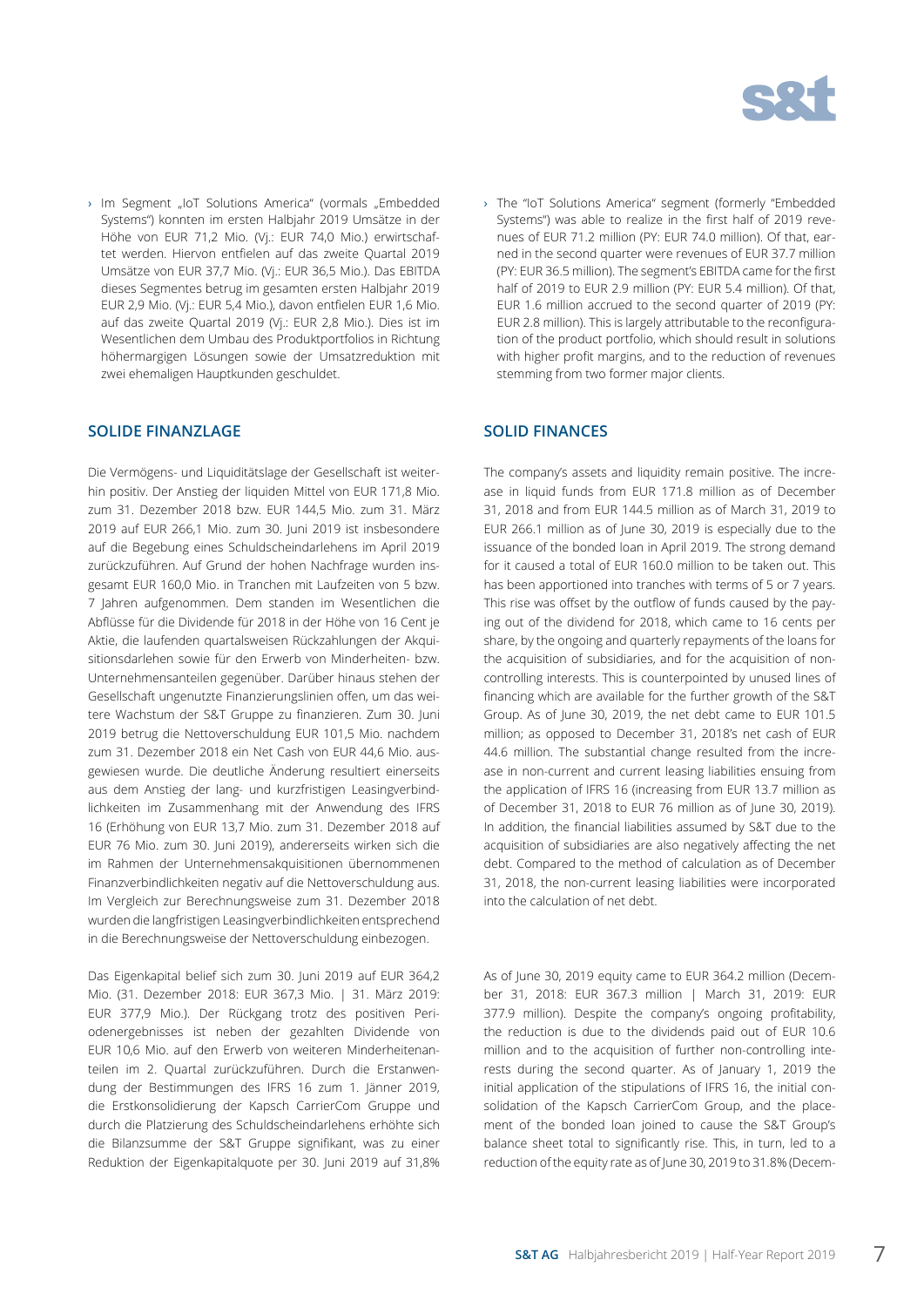› Im Segment „IoT Solutions America" (vormals „Embedded Systems") konnten im ersten Halbjahr 2019 Umsätze in der Höhe von EUR 71,2 Mio. (Vj.: EUR 74,0 Mio.) erwirtschaftet werden. Hiervon entfielen auf das zweite Quartal 2019 Umsätze von EUR 37,7 Mio. (Vj.: EUR 36,5 Mio.). Das EBITDA dieses Segmentes betrug im gesamten ersten Halbjahr 2019 EUR 2,9 Mio. (Vj.: EUR 5,4 Mio.), davon entfielen EUR 1,6 Mio. auf das zweite Quartal 2019 (Vj.: EUR 2,8 Mio.). Dies ist im Wesentlichen dem Umbau des Produktportfolios in Richtung höhermargigen Lösungen sowie der Umsatzreduktion mit zwei ehemaligen Hauptkunden geschuldet.

## SOLIDE FINANZLAGE

Die Vermögens- und Liquiditätslage der Gesellschaft ist weiterhin positiv. Der Anstieg der liquiden Mittel von EUR 171,8 Mio. zum 31. Dezember 2018 bzw. EUR 144,5 Mio. zum 31. März 2019 auf EUR 266,1 Mio. zum 30. Juni 2019 ist insbesondere auf die Begebung eines Schuldscheindarlehens im April 2019 zurückzuführen. Auf Grund der hohen Nachfrage wurden insgesamt EUR 160,0 Mio. in Tranchen mit Laufzeiten von 5 bzw. 7 Jahren aufgenommen. Dem standen im Wesentlichen die Abflüsse für die Dividende für 2018 in der Höhe von 16 Cent je Aktie, die laufenden quartalsweisen Rückzahlungen der Akquisitionsdarlehen sowie für den Erwerb von Minderheiten- bzw. Unternehmensanteilen gegenüber. Darüber hinaus stehen der Gesellschaft ungenutzte Finanzierungslinien offen, um das weitere Wachstum der S&T Gruppe zu finanzieren. Zum 30. Juni 2019 betrug die Nettoverschuldung EUR 101,5 Mio. nachdem zum 31. Dezember 2018 ein Net Cash von EUR 44,6 Mio. ausgewiesen wurde. Die deutliche Änderung resultiert einerseits aus dem Anstieg der lang- und kurzfristigen Leasingverbindlichkeiten im Zusammenhang mit der Anwendung des IFRS 16 (Erhöhung von EUR 13,7 Mio. zum 31. Dezember 2018 auf EUR 76 Mio. zum 30. Juni 2019), andererseits wirken sich die im Rahmen der Unternehmensakquisitionen übernommenen Finanzverbindlichkeiten negativ auf die Nettoverschuldung aus. Im Vergleich zur Berechnungsweise zum 31. Dezember 2018 wurden die langfristigen Leasingverbindlichkeiten entsprechend in die Berechnungsweise der Nettoverschuldung einbezogen.

Das Eigenkapital belief sich zum 30. Juni 2019 auf EUR 364,2 Mio. (31. Dezember 2018: EUR 367,3 Mio. | 31. März 2019: EUR 377,9 Mio.). Der Rückgang trotz des positiven Periodenergebnisses ist neben der gezahlten Dividende von EUR 10,6 Mio. auf den Erwerb von weiteren Minderheitenanteilen im 2. Quartal zurückzuführen. Durch die Erstanwendung der Bestimmungen des IFRS 16 zum 1. Jänner 2019, die Erstkonsolidierung der Kapsch CarrierCom Gruppe und durch die Platzierung des Schuldscheindarlehens erhöhte sich die Bilanzsumme der S&T Gruppe signifikant, was zu einer Reduktion der Eigenkapitalquote per 30. Juni 2019 auf 31,8%

› The "IoT Solutions America" segment (formerly "Embedded Systems") was able to realize in the first half of 2019 revenues of EUR 71.2 million (PY: EUR 74.0 million). Of that, earned in the second quarter were revenues of EUR 37.7 million (PY: EUR 36.5 million). The segment's EBITDA came for the first half of 2019 to EUR 2.9 million (PY: EUR 5.4 million). Of that, EUR 1.6 million accrued to the second quarter of 2019 (PY: EUR 2.8 million). This is largely attributable to the reconfiguration of the product portfolio, which should result in solutions with higher profit margins, and to the reduction of revenues stemming from two former major clients.

## SOLID FINANCES

The company's assets and liquidity remain positive. The increase in liquid funds from EUR 171.8 million as of December 31, 2018 and from EUR 144.5 million as of March 31, 2019 to EUR 266.1 million as of June 30, 2019 is especially due to the issuance of the bonded loan in April 2019. The strong demand for it caused a total of EUR 160.0 million to be taken out. This has been apportioned into tranches with terms of 5 or 7 years. This rise was offset by the outflow of funds caused by the paying out of the dividend for 2018, which came to 16 cents per share, by the ongoing and quarterly repayments of the loans for the acquisition of subsidiaries, and for the acquisition of non-controlling interests. This is counterpointed by unused lines of financing which are available for the further growth of the S&T Group. As of June 30, 2019, the net debt came to EUR 101.5 million; as opposed to December 31, 2018's net cash of EUR 44.6 million. The substantial change resulted from the increase in non-current and current leasing liabilities ensuing from the application of IFRS 16 (increasing from EUR 13.7 million as of December 31, 2018 to EUR 76 million as of June 30, 2019). In addition, the financial liabilities assumed by S&T due to the acquisition of subsidiaries are also negatively affecting the net debt. Compared to the method of calculation as of December 31, 2018, the non-current leasing liabilities were incorporated into the calculation of net debt.

As of June 30, 2019 equity came to EUR 364.2 million (December 31, 2018: EUR 367.3 million | March 31, 2019: EUR 377.9 million). Despite the company's ongoing profitability, the reduction is due to the dividends paid out of EUR 10.6 million and to the acquisition of further non-controlling interests during the second quarter. As of January 1, 2019 the initial application of the stipulations of IFRS 16, the initial consolidation of the Kapsch CarrierCom Group, and the placement of the bonded loan joined to cause the S&T Group's balance sheet total to significantly rise. This, in turn, led to a reduction of the equity rate as of June 30, 2019 to 31.8% (Decem-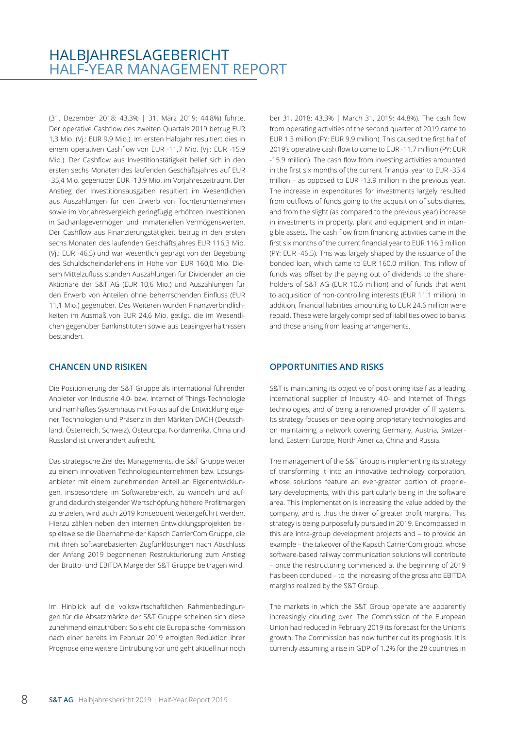(31. Dezember 2018: 43,3% | 31. März 2019: 44,8%) führte. Der operative Cashflow des zweiten Quartals 2019 betrug EUR 1,3 Mio. (Vj.: EUR 9,9 Mio.). Im ersten Halbjahr resultiert dies in einem operativen Cashflow von EUR -11,7 Mio. (Vj.: EUR -15,9 Mio.). Der Cashflow aus Investitionstätigkeit belief sich in den ersten sechs Monaten des laufenden Geschäftsjahres auf EUR -35,4 Mio. gegenüber EUR -13,9 Mio. im Vorjahreszeitraum. Der Anstieg der Investitionsausgaben resultiert im Wesentlichen aus Auszahlungen für den Erwerb von Tochterunternehmen sowie im Vorjahresvergleich geringfügig erhöhten Investitionen in Sachanlagevermögen und immateriellen Vermögenswerten. Der Cashflow aus Finanzierungstätigkeit betrug in den ersten sechs Monaten des laufenden Geschäftsjahres EUR 116,3 Mio. (Vj.: EUR -46,5) und war wesentlich geprägt von der Begebung des Schuldscheindarlehens in Höhe von EUR 160,0 Mio. Diesem Mittelzufluss standen Auszahlungen für Dividenden an die Aktionäre der S&T AG (EUR 10,6 Mio.) und Auszahlungen für den Erwerb von Anteilen ohne beherrschenden Einfluss (EUR 11,1 Mio.) gegenüber. Des Weiteren wurden Finanzverbindlichkeiten im Ausmaß von EUR 24,6 Mio. getilgt, die im Wesentlichen gegenüber Bankinstituten sowie aus Leasingverhältnissen bestanden.

## CHANCEN UND RISIKEN

Die Positionierung der S&T Gruppe als international führender Anbieter von Industrie 4.0- bzw. Internet of Things-Technologie und namhaftes Systemhaus mit Fokus auf die Entwicklung eigener Technologien und Präsenz in den Märkten DACH (Deutschland, Österreich, Schweiz), Osteuropa, Nordamerika, China und Russland ist unverändert aufrecht.

Das strategische Ziel des Managements, die S&T Gruppe weiter zu einem innovativen Technologieunternehmen bzw. Lösungsanbieter mit einem zunehmenden Anteil an Eigenentwicklungen, insbesondere im Softwarebereich, zu wandeln und aufgrund dadurch steigender Wertschöpfung höhere Profitmargen zu erzielen, wird auch 2019 konsequent weitergeführt werden. Hierzu zählen neben den internen Entwicklungsprojekten beispielsweise die Übernahme der Kapsch CarrierCom Gruppe, die mit ihren softwarebasierten Zugfunklösungen nach Abschluss der Anfang 2019 begonnenen Restrukturierung zum Anstieg der Brutto- und EBITDA Marge der S&T Gruppe beitragen wird.

Im Hinblick auf die volkswirtschaftlichen Rahmenbedingungen für die Absatzmärkte der S&T Gruppe scheinen sich diese zunehmend einzutrüben: So sieht die Europäische Kommission nach einer bereits im Februar 2019 erfolgten Reduktion ihrer Prognose eine weitere Eintrübung vor und geht aktuell nur noch

ber 31, 2018: 43.3% | March 31, 2019: 44.8%). The cash flow from operating activities of the second quarter of 2019 came to EUR 1.3 million (PY: EUR 9.9 million). This caused the first half of 2019's operative cash flow to come to EUR -11.7 million (PY: EUR -15.9 million). The cash flow from investing activities amounted in the first six months of the current financial year to EUR -35.4 million – as opposed to EUR -13.9 million in the previous year. The increase in expenditures for investments largely resulted from outflows of funds going to the acquisition of subsidiaries, and from the slight (as compared to the previous year) increase in investments in property, plant and equipment and in intangible assets. The cash flow from financing activities came in the first six months of the current financial year to EUR 116.3 million (PY: EUR -46.5). This was largely shaped by the issuance of the bonded loan, which came to EUR 160.0 million. This inflow of funds was offset by the paying out of dividends to the shareholders of S&T AG (EUR 10.6 million) and of funds that went to acquisition of non-controlling interests (EUR 11.1 million). In addition, financial liabilities amounting to EUR 24.6 million were repaid. These were largely comprised of liabilities owed to banks and those arising from leasing arrangements.

## OPPORTUNITIES AND RISKS

S&T is maintaining its objective of positioning itself as a leading international supplier of Industry 4.0- and Internet of Things technologies, and of being a renowned provider of IT systems. Its strategy focuses on developing proprietary technologies and on maintaining a network covering Germany, Austria, Switzerland, Eastern Europe, North America, China and Russia.

The management of the S&T Group is implementing its strategy of transforming it into an innovative technology corporation, whose solutions feature an ever-greater portion of proprietary developments, with this particularly being in the software area. This implementation is increasing the value added by the company, and is thus the driver of greater profit margins. This strategy is being purposefully pursued in 2019. Encompassed in this are intra-group development projects and – to provide an example – the takeover of the Kapsch CarrierCom group, whose software-based railway communication solutions will contribute – once the restructuring commenced at the beginning of 2019 has been concluded – to the increasing of the gross and EBITDA margins realized by the S&T Group.

The markets in which the S&T Group operate are apparently increasingly clouding over. The Commission of the European Union had reduced in February 2019 its forecast for the Union's growth. The Commission has now further cut its prognosis. It is currently assuming a rise in GDP of 1.2% for the 28 countries in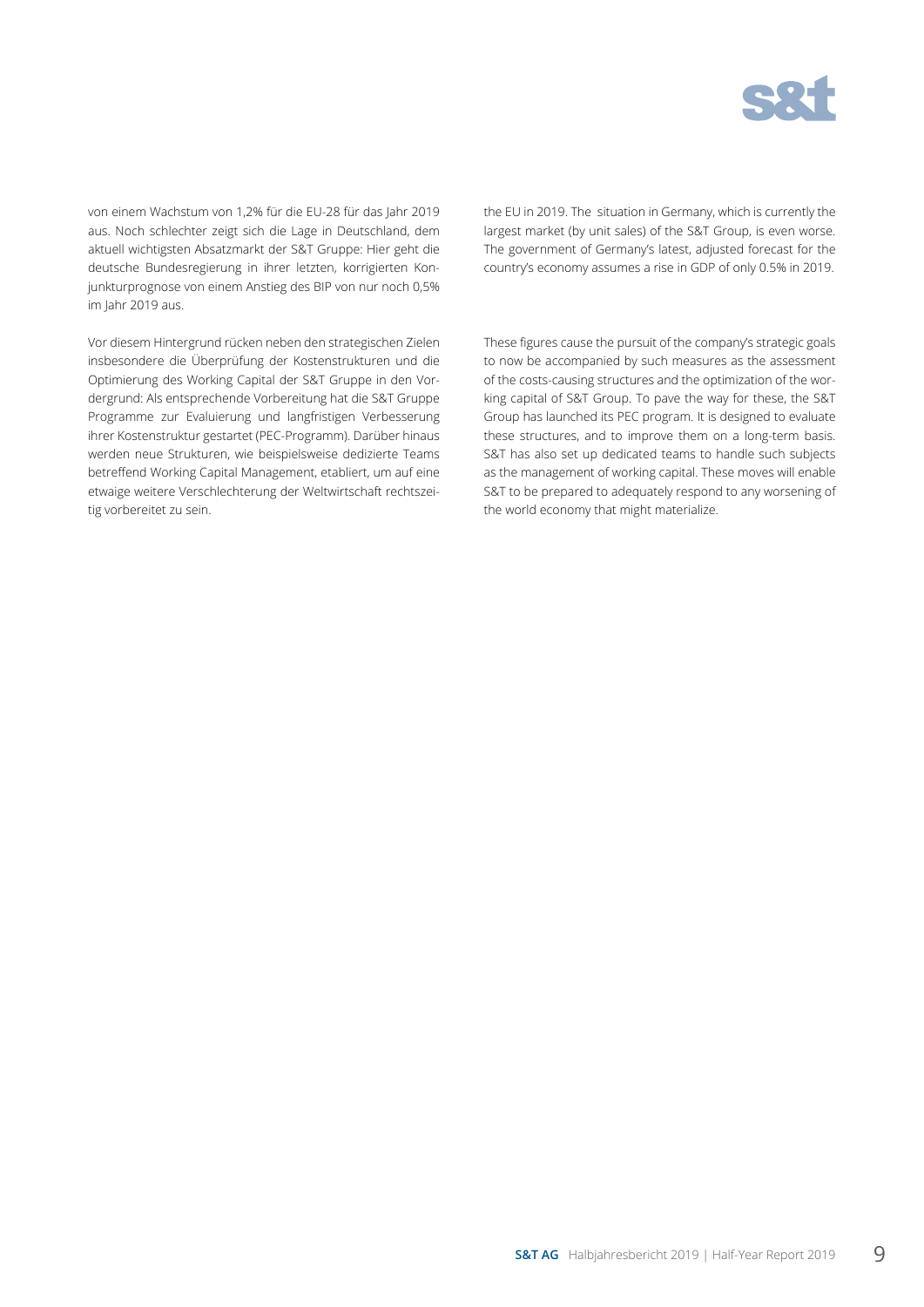von einem Wachstum von 1,2% für die EU-28 für das Jahr 2019 aus. Noch schlechter zeigt sich die Lage in Deutschland, dem aktuell wichtigsten Absatzmarkt der S&T Gruppe: Hier geht die deutsche Bundesregierung in ihrer letzten, korrigierten Konjunkturprognose von einem Anstieg des BIP von nur noch 0,5% im Jahr 2019 aus.

Vor diesem Hintergrund rücken neben den strategischen Zielen insbesondere die Überprüfung der Kostenstrukturen und die Optimierung des Working Capital der S&T Gruppe in den Vordergrund: Als entsprechende Vorbereitung hat die S&T Gruppe Programme zur Evaluierung und langfristigen Verbesserung ihrer Kostenstruktur gestartet (PEC-Programm). Darüber hinaus werden neue Strukturen, wie beispielsweise dedizierte Teams betreffend Working Capital Management, etabliert, um auf eine etwaige weitere Verschlechterung der Weltwirtschaft rechtszeitig vorbereitet zu sein.

the EU in 2019. The situation in Germany, which is currently the largest market (by unit sales) of the S&T Group, is even worse. The government of Germany's latest, adjusted forecast for the country's economy assumes a rise in GDP of only 0.5% in 2019.

These figures cause the pursuit of the company's strategic goals to now be accompanied by such measures as the assessment of the costs-causing structures and the optimization of the working capital of S&T Group. To pave the way for these, the S&T Group has launched its PEC program. It is designed to evaluate these structures, and to improve them on a long-term basis. S&T has also set up dedicated teams to handle such subjects as the management of working capital. These moves will enable S&T to be prepared to adequately respond to any worsening of the world economy that might materialize.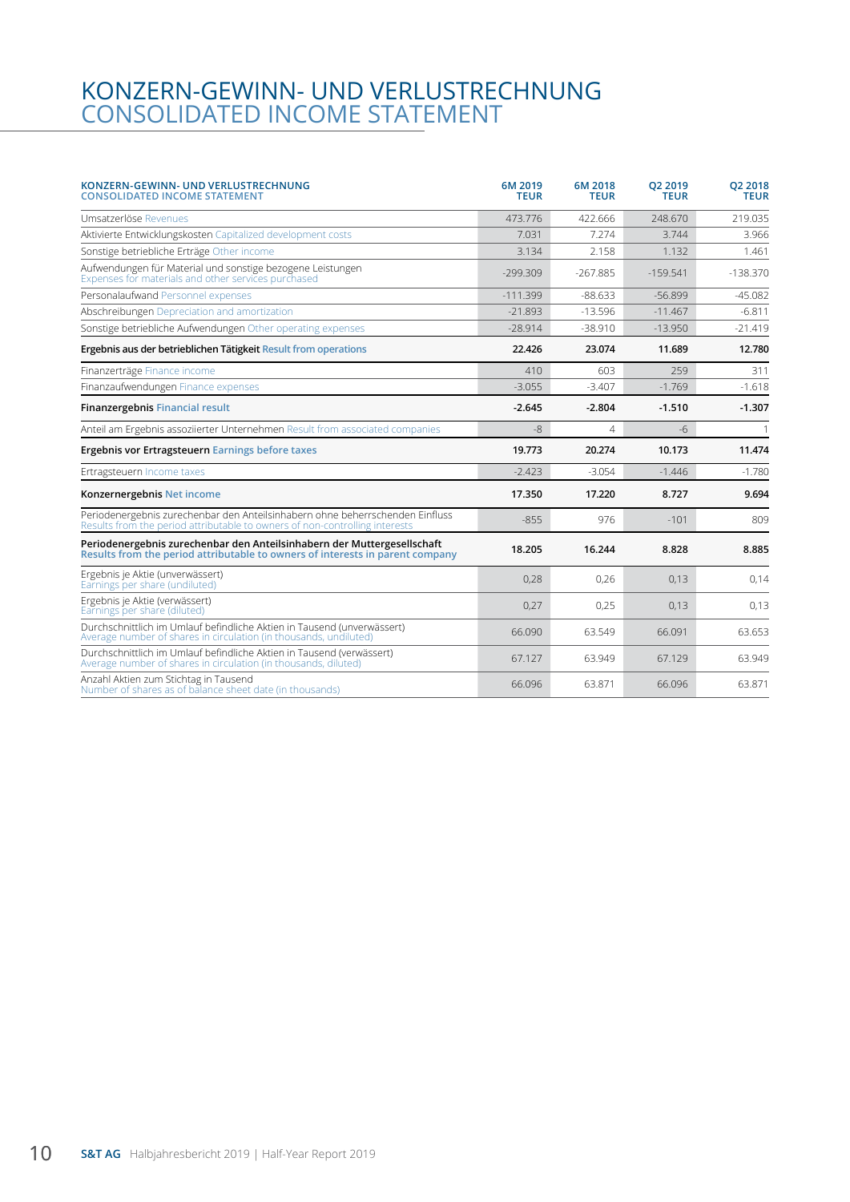# KONZERN-GEWINN- UND VERLUSTRECHNUNG
# CONSOLIDATED INCOME STATEMENT

| KONZERN-GEWINN- UND VERLUSTRECHNUNG CONSOLIDATED INCOME STATEMENT | 6M 2019 TEUR | 6M 2018 TEUR | Q2 2019 TEUR | Q2 2018 TEUR |
|---|---|---|---|---|
| Umsatzerlöse Revenues | 473.776 | 422.666 | 248.670 | 219.035 |
| Aktivierte Entwicklungskosten Capitalized development costs | 7.031 | 7.274 | 3.744 | 3.966 |
| Sonstige betriebliche Erträge Other income | 3.134 | 2.158 | 1.132 | 1.461 |
| Aufwendungen für Material und sonstige bezogene Leistungen Expenses for materials and other services purchased | -299.309 | -267.885 | -159.541 | -138.370 |
| Personalaufwand Personnel expenses | -111.399 | -88.633 | -56.899 | -45.082 |
| Abschreibungen Depreciation and amortization | -21.893 | -13.596 | -11.467 | -6.811 |
| Sonstige betriebliche Aufwendungen Other operating expenses | -28.914 | -38.910 | -13.950 | -21.419 |
| **Ergebnis aus der betrieblichen Tätigkeit Result from operations** | **22.426** | **23.074** | **11.689** | **12.780** |
| Finanzerträge Finance income | 410 | 603 | 259 | 311 |
| Finanzaufwendungen Finance expenses | -3.055 | -3.407 | -1.769 | -1.618 |
| **Finanzergebnis Financial result** | **-2.645** | **-2.804** | **-1.510** | **-1.307** |
| Anteil am Ergebnis assoziierter Unternehmen Result from associated companies | -8 | 4 | -6 | 1 |
| **Ergebnis vor Ertragsteuern Earnings before taxes** | **19.773** | **20.274** | **10.173** | **11.474** |
| Ertragsteuern Income taxes | -2.423 | -3.054 | -1.446 | -1.780 |
| **Konzernergebnis Net income** | **17.350** | **17.220** | **8.727** | **9.694** |
| Periodenergebnis zurechenbar den Anteilsinhabern ohne beherrschenden Einfluss Results from the period attributable to owners of non-controlling interests | -855 | 976 | -101 | 809 |
| **Periodenergebnis zurechenbar den Anteilsinhabern der Muttergesellschaft Results from the period attributable to owners of interests in parent company** | **18.205** | **16.244** | **8.828** | **8.885** |
| Ergebnis je Aktie (unverwässert) Earnings per share (undiluted) | 0,28 | 0,26 | 0,13 | 0,14 |
| Ergebnis je Aktie (verwässert) Earnings per share (diluted) | 0,27 | 0,25 | 0,13 | 0,13 |
| Durchschnittlich im Umlauf befindliche Aktien in Tausend (unverwässert) Average number of shares in circulation (in thousands, undiluted) | 66.090 | 63.549 | 66.091 | 63.653 |
| Durchschnittlich im Umlauf befindliche Aktien in Tausend (verwässert) Average number of shares in circulation (in thousands, diluted) | 67.127 | 63.949 | 67.129 | 63.949 |
| Anzahl Aktien zum Stichtag in Tausend Number of shares as of balance sheet date (in thousands) | 66.096 | 63.871 | 66.096 | 63.871 |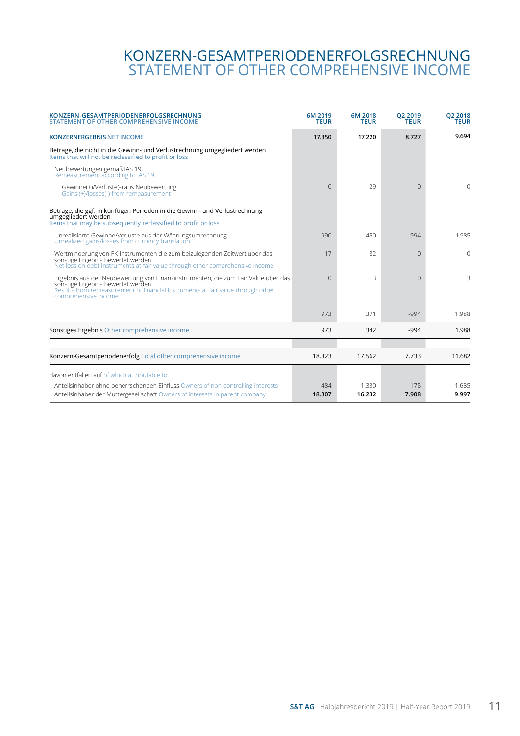# KONZERN-GESAMTPERIODENERFOLGSRECHNUNG
# STATEMENT OF OTHER COMPREHENSIVE INCOME

| KONZERN-GESAMTPERIODENERFOLGSRECHNUNG STATEMENT OF OTHER COMPREHENSIVE INCOME | 6M 2019 TEUR | 6M 2018 TEUR | Q2 2019 TEUR | Q2 2018 TEUR |
|---|---|---|---|---|
| **KONZERNERGEBNIS** NET INCOME | **17.350** | **17.220** | **8.727** | **9.694** |
| Beträge, die nicht in die Gewinn- und Verlustrechnung umgegliedert werden Items that will not be reclassified to profit or loss | | | | |
| Neubewertungen gemäß IAS 19 Remeasurement according to IAS 19 | | | | |
| Gewinne(+)/Verluste(-) aus Neubewertung Gains (+)/losses(-) from remeasurement | 0 | -29 | 0 | 0 |
| Beträge, die ggf. in künftigen Perioden in die Gewinn- und Verlustrechnung umgegliedert werden Items that may be subsequently reclassified to profit or loss | | | | |
| Unrealisierte Gewinne/Verluste aus der Währungsumrechnung Unrealized gains/losses from currency translation | 990 | 450 | -994 | 1.985 |
| Wertminderung von FK-Instrumenten die zum beizulegenden Zeitwert über das sonstige Ergebnis bewertet werden Net loss on debt Instruments at fair value through other comprehensive income | -17 | -82 | 0 | 0 |
| Ergebnis aus der Neubewertung von Finanzinstrumenten, die zum Fair Value über das sonstige Ergebnis bewertet werden Results from remeasurement of financial instruments at fair value through other comprehensive income | 0 | 3 | 0 | 3 |
| | 973 | 371 | -994 | 1.988 |
| Sonstiges Ergebnis Other comprehensive income | 973 | 342 | -994 | 1.988 |
| | | | | |
| Konzern-Gesamtperiodenerfolg Total other comprehensive income | 18.323 | 17.562 | 7.733 | 11.682 |
| davon entfallen auf of which attributable to | | | | |
| Anteilsinhaber ohne beherrschenden Einfluss Owners of non-controlling interests | -484 | 1.330 | -175 | 1.685 |
| Anteilsinhaber der Muttergesellschaft Owners of interests in parent company | **18.807** | **16.232** | **7.908** | **9.997** |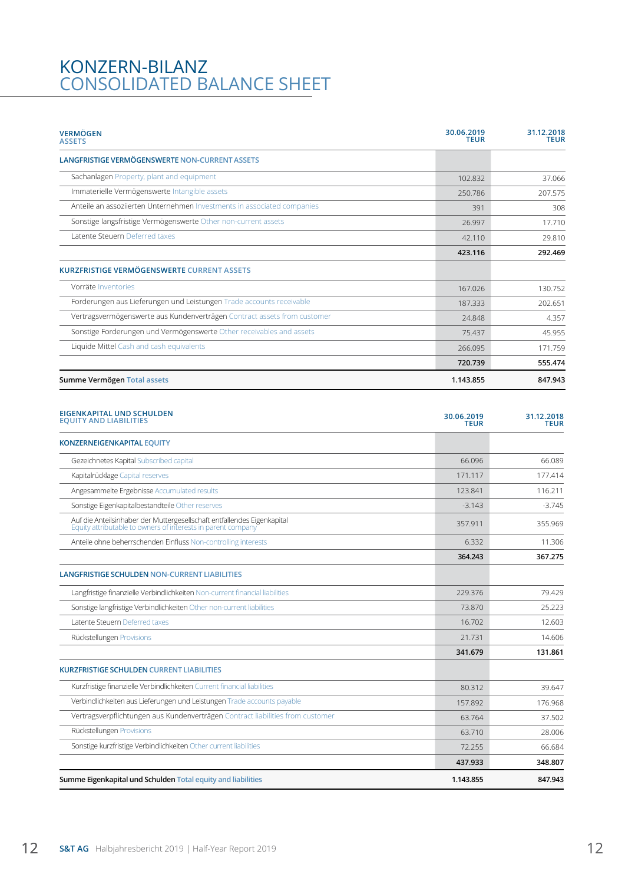# KONZERN-BILANZ
# CONSOLIDATED BALANCE SHEET

| VERMÖGEN ASSETS | 30.06.2019 TEUR | 31.12.2018 TEUR |
|---|---|---|
| **LANGFRISTIGE VERMÖGENSWERTE** NON-CURRENT ASSETS | | |
| Sachanlagen Property, plant and equipment | 102.832 | 37.066 |
| Immaterielle Vermögenswerte Intangible assets | 250.786 | 207.575 |
| Anteile an assoziierten Unternehmen Investments in associated companies | 391 | 308 |
| Sonstige langfristige Vermögenswerte Other non-current assets | 26.997 | 17.710 |
| Latente Steuern Deferred taxes | 42.110 | 29.810 |
| | **423.116** | **292.469** |
| **KURZFRISTIGE VERMÖGENSWERTE** CURRENT ASSETS | | |
| Vorräte Inventories | 167.026 | 130.752 |
| Forderungen aus Lieferungen und Leistungen Trade accounts receivable | 187.333 | 202.651 |
| Vertragsvermögenswerte aus Kundenverträgen Contract assets from customer | 24.848 | 4.357 |
| Sonstige Forderungen und Vermögenswerte Other receivables and assets | 75.437 | 45.955 |
| Liquide Mittel Cash and cash equivalents | 266.095 | 171.759 |
| | **720.739** | **555.474** |
| **Summe Vermögen Total assets** | **1.143.855** | **847.943** |

| EIGENKAPITAL UND SCHULDEN EQUITY AND LIABILITIES | 30.06.2019 TEUR | 31.12.2018 TEUR |
|---|---|---|
| **KONZERNEIGENKAPITAL** EQUITY | | |
| Gezeichnetes Kapital Subscribed capital | 66.096 | 66.089 |
| Kapitalrücklage Capital reserves | 171.117 | 177.414 |
| Angesammelte Ergebnisse Accumulated results | 123.841 | 116.211 |
| Sonstige Eigenkapitalbestandteile Other reserves | -3.143 | -3.745 |
| Auf die Anteilsinhaber der Muttergesellschaft entfallendes Eigenkapital Equity attributable to owners of interests in parent company | 357.911 | 355.969 |
| Anteile ohne beherrschenden Einfluss Non-controlling interests | 6.332 | 11.306 |
| | **364.243** | **367.275** |
| **LANGFRISTIGE SCHULDEN** NON-CURRENT LIABILITIES | | |
| Langfristige finanzielle Verbindlichkeiten Non-current financial liabilities | 229.376 | 79.429 |
| Sonstige langfristige Verbindlichkeiten Other non-current liabilities | 73.870 | 25.223 |
| Latente Steuern Deferred taxes | 16.702 | 12.603 |
| Rückstellungen Provisions | 21.731 | 14.606 |
| | **341.679** | **131.861** |
| **KURZFRISTIGE SCHULDEN** CURRENT LIABILITIES | | |
| Kurzfristige finanzielle Verbindlichkeiten Current financial liabilities | 80.312 | 39.647 |
| Verbindlichkeiten aus Lieferungen und Leistungen Trade accounts payable | 157.892 | 176.968 |
| Vertragsverpflichtungen aus Kundenverträgen Contract liabilities from customer | 63.764 | 37.502 |
| Rückstellungen Provisions | 63.710 | 28.006 |
| Sonstige kurzfristige Verbindlichkeiten Other current liabilities | 72.255 | 66.684 |
| | **437.933** | **348.807** |
| **Summe Eigenkapital und Schulden Total equity and liabilities** | **1.143.855** | **847.943** |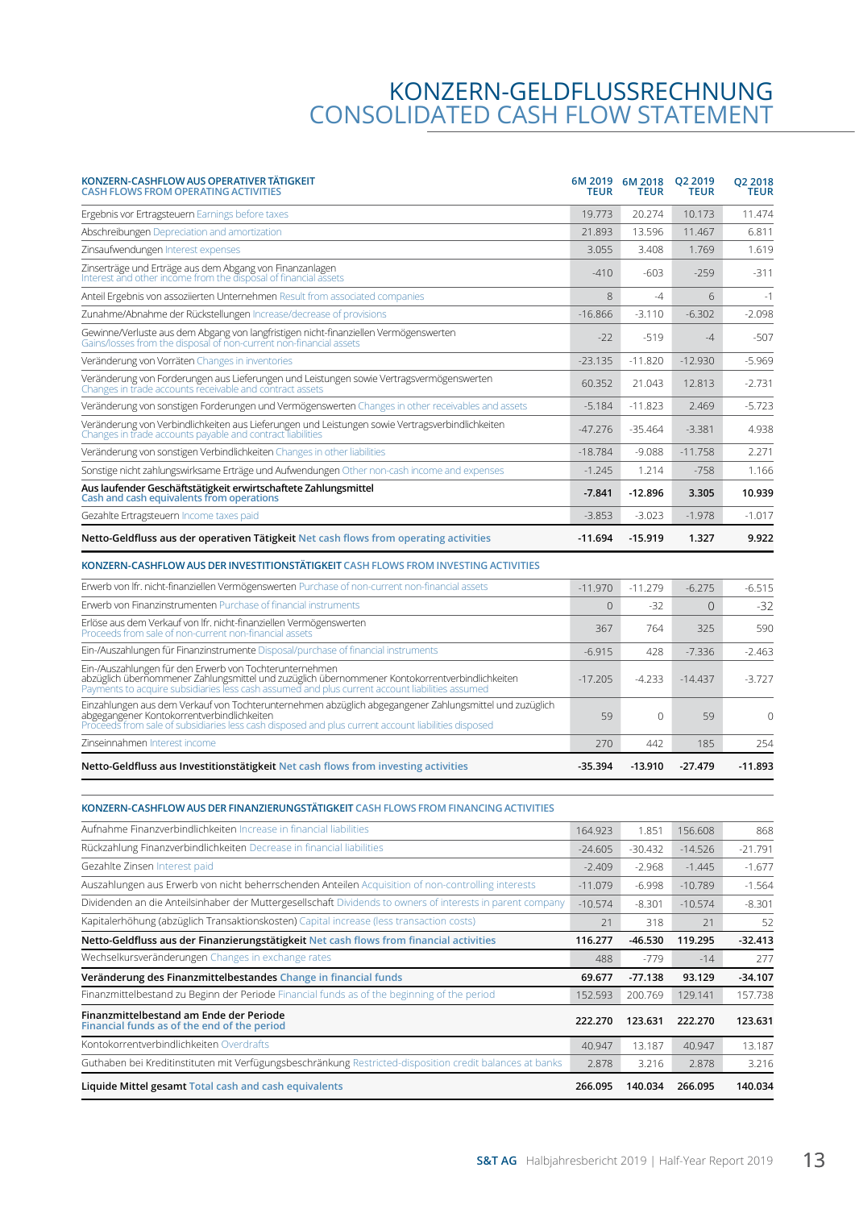# KONZERN-GELDFLUSSRECHNUNG
# CONSOLIDATED CASH FLOW STATEMENT

| KONZERN-CASHFLOW AUS OPERATIVER TÄTIGKEIT CASH FLOWS FROM OPERATING ACTIVITIES | 6M 2019 TEUR | 6M 2018 TEUR | Q2 2019 TEUR | Q2 2018 TEUR |
|---|---|---|---|---|
| Ergebnis vor Ertragsteuern Earnings before taxes | 19.773 | 20.274 | 10.173 | 11.474 |
| Abschreibungen Depreciation and amortization | 21.893 | 13.596 | 11.467 | 6.811 |
| Zinsaufwendungen Interest expenses | 3.055 | 3.408 | 1.769 | 1.619 |
| Zinserträge und Erträge aus dem Abgang von Finanzanlagen Interest and other income from the disposal of financial assets | -410 | -603 | -259 | -311 |
| Anteil Ergebnis von assoziierten Unternehmen Result from associated companies | 8 | -4 | 6 | -1 |
| Zunahme/Abnahme der Rückstellungen Increase/decrease of provisions | -16.866 | -3.110 | -6.302 | -2.098 |
| Gewinne/Verluste aus dem Abgang von langfristigen nicht-finanziellen Vermögenswerten Gains/losses from the disposal of non-current non-financial assets | -22 | -519 | -4 | -507 |
| Veränderung von Vorräten Changes in inventories | -23.135 | -11.820 | -12.930 | -5.969 |
| Veränderung von Forderungen aus Lieferungen und Leistungen sowie Vertragsvermögenswerten Changes in trade accounts receivable and contract assets | 60.352 | 21.043 | 12.813 | -2.731 |
| Veränderung von sonstigen Forderungen und Vermögenswerten Changes in other receivables and assets | -5.184 | -11.823 | 2.469 | -5.723 |
| Veränderung von Verbindlichkeiten aus Lieferungen und Leistungen sowie Vertragsverbindlichkeiten Changes in trade accounts payable and contract liabilities | -47.276 | -35.464 | -3.381 | 4.938 |
| Veränderung von sonstigen Verbindlichkeiten Changes in other liabilities | -18.784 | -9.088 | -11.758 | 2.271 |
| Sonstige nicht zahlungswirksame Erträge und Aufwendungen Other non-cash income and expenses | -1.245 | 1.214 | -758 | 1.166 |
| **Aus laufender Geschäftstätigkeit erwirtschaftete Zahlungsmittel Cash and cash equivalents from operations** | **-7.841** | **-12.896** | **3.305** | **10.939** |
| Gezahlte Ertragsteuern Income taxes paid | -3.853 | -3.023 | -1.978 | -1.017 |
| **Netto-Geldfluss aus der operativen Tätigkeit Net cash flows from operating activities** | **-11.694** | **-15.919** | **1.327** | **9.922** |
| **KONZERN-CASHFLOW AUS DER INVESTITIONSTÄTIGKEIT CASH FLOWS FROM INVESTING ACTIVITIES** | | | | |
| Erwerb von lfr. nicht-finanziellen Vermögenswerten Purchase of non-current non-financial assets | -11.970 | -11.279 | -6.275 | -6.515 |
| Erwerb von Finanzinstrumenten Purchase of financial instruments | 0 | -32 | 0 | -32 |
| Erlöse aus dem Verkauf von lfr. nicht-finanziellen Vermögenswerten Proceeds from sale of non-current non-financial assets | 367 | 764 | 325 | 590 |
| Ein-/Auszahlungen für Finanzinstrumente Disposal/purchase of financial instruments | -6.915 | 428 | -7.336 | -2.463 |
| Ein-/Auszahlungen für den Erwerb von Tochterunternehmen abzüglich übernommener Zahlungsmittel und zuzüglich übernommener Kontokorrentverbindlichkeiten Payments to acquire subsidiaries less cash assumed and plus current account liabilities assumed | -17.205 | -4.233 | -14.437 | -3.727 |
| Einzahlungen aus dem Verkauf von Tochterunternehmen abzüglich abgegangener Zahlungsmittel und zuzüglich abgegangener Kontokorrentverbindlichkeiten Proceeds from sale of subsidiaries less cash disposed and plus current account liabilities disposed | 59 | 0 | 59 | 0 |
| Zinseinnahmen Interest income | 270 | 442 | 185 | 254 |
| **Netto-Geldfluss aus Investitionstätigkeit Net cash flows from investing activities** | **-35.394** | **-13.910** | **-27.479** | **-11.893** |
| **KONZERN-CASHFLOW AUS DER FINANZIERUNGSTÄTIGKEIT CASH FLOWS FROM FINANCING ACTIVITIES** | | | | |
| Aufnahme Finanzverbindlichkeiten Increase in financial liabilities | 164.923 | 1.851 | 156.608 | 868 |
| Rückzahlung Finanzverbindlichkeiten Decrease in financial liabilities | -24.605 | -30.432 | -14.526 | -21.791 |
| Gezahlte Zinsen Interest paid | -2.409 | -2.968 | -1.445 | -1.677 |
| Auszahlungen aus Erwerb von nicht beherrschenden Anteilen Acquisition of non-controlling interests | -11.079 | -6.998 | -10.789 | -1.564 |
| Dividenden an die Anteilsinhaber der Muttergesellschaft Dividends to owners of interests in parent company | -10.574 | -8.301 | -10.574 | -8.301 |
| Kapitalerhöhung (abzüglich Transaktionskosten) Capital increase (less transaction costs) | 21 | 318 | 21 | 52 |
| **Netto-Geldfluss aus der Finanzierungstätigkeit Net cash flows from financial activities** | **116.277** | **-46.530** | **119.295** | **-32.413** |
| Wechselkursveränderungen Changes in exchange rates | 488 | -779 | -14 | 277 |
| **Veränderung des Finanzmittelbestandes Change in financial funds** | **69.677** | **-77.138** | **93.129** | **-34.107** |
| Finanzmittelbestand zu Beginn der Periode Financial funds as of the beginning of the period | 152.593 | 200.769 | 129.141 | 157.738 |
| **Finanzmittelbestand am Ende der Periode Financial funds as of the end of the period** | **222.270** | **123.631** | **222.270** | **123.631** |
| Kontokorrentverbindlichkeiten Overdrafts | 40.947 | 13.187 | 40.947 | 13.187 |
| Guthaben bei Kreditinstituten mit Verfügungsbeschränkung Restricted-disposition credit balances at banks | 2.878 | 3.216 | 2.878 | 3.216 |
| **Liquide Mittel gesamt Total cash and cash equivalents** | **266.095** | **140.034** | **266.095** | **140.034** |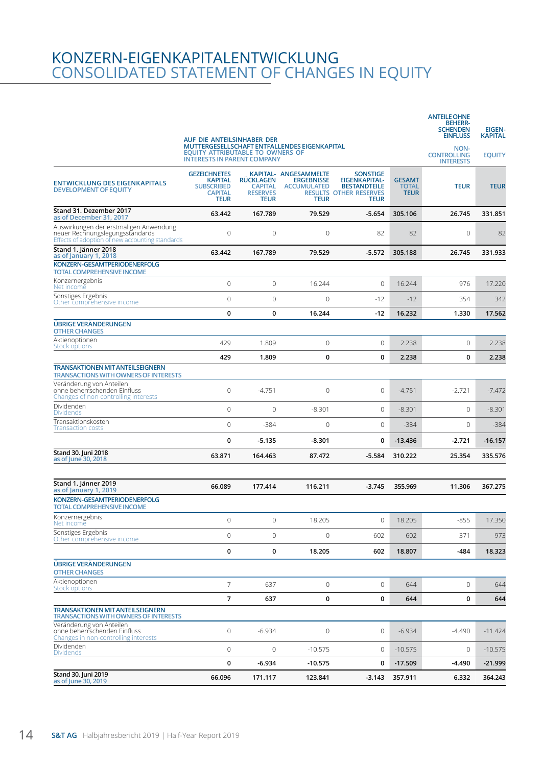# KONZERN-EIGENKAPITALENTWICKLUNG
# CONSOLIDATED STATEMENT OF CHANGES IN EQUITY

| ENTWICKLUNG DES EIGENKAPITALS DEVELOPMENT OF EQUITY | AUF DIE ANTEILSINHABER DER MUTTERGESELLSCHAFT ENTFALLENDES EIGENKAPITAL EQUITY ATTRIBUTABLE TO OWNERS OF INTERESTS IN PARENT COMPANY | | | | | ANTEILE OHNE BEHERR-SCHENDEN EINFLUSS NON-CONTROLLING INTERESTS | EIGEN-KAPITAL EQUITY |
|---|---|---|---|---|---|---|---|
| | GEZEICHNETES KAPITAL SUBSCRIBED CAPITAL TEUR | KAPITAL-RÜCKLAGEN CAPITAL RESERVES TEUR | ANGESAMMELTE ERGEBNISSE ACCUMULATED RESULTS TEUR | SONSTIGE EIGENKAPITAL-BESTANDTEILE OTHER RESERVES TEUR | GESAMT TOTAL TEUR | TEUR | TEUR |
| **Stand 31. Dezember 2017** as of December 31, 2017 | **63.442** | **167.789** | **79.529** | **-5.654** | **305.106** | **26.745** | **331.851** |
| Auswirkungen der erstmaligen Anwendung neuer Rechnungslegungsstandards Effects of adoption of new accounting standards | 0 | 0 | 0 | 82 | 82 | 0 | 82 |
| **Stand 1. Jänner 2018** as of January 1, 2018 | **63.442** | **167.789** | **79.529** | **-5.572** | **305.188** | **26.745** | **331.933** |
| **KONZERN-GESAMTPERIODENERFOLG TOTAL COMPREHENSIVE INCOME** | | | | | | | |
| Konzernergebnis Net income | 0 | 0 | 16.244 | 0 | 16.244 | 976 | 17.220 |
| Sonstiges Ergebnis Other comprehensive income | 0 | 0 | 0 | -12 | -12 | 354 | 342 |
| | **0** | **0** | **16.244** | **-12** | **16.232** | **1.330** | **17.562** |
| **ÜBRIGE VERÄNDERUNGEN OTHER CHANGES** | | | | | | | |
| Aktienoptionen Stock options | 429 | 1.809 | 0 | 0 | 2.238 | 0 | 2.238 |
| | **429** | **1.809** | **0** | **0** | **2.238** | **0** | **2.238** |
| **TRANSAKTIONEN MIT ANTEILSEIGNERN TRANSACTIONS WITH OWNERS OF INTERESTS** | | | | | | | |
| Veränderung von Anteilen ohne beherrschenden Einfluss Changes of non-controlling interests | 0 | -4.751 | 0 | 0 | -4.751 | -2.721 | -7.472 |
| Dividenden Dividends | 0 | 0 | -8.301 | 0 | -8.301 | 0 | -8.301 |
| Transaktionskosten Transaction costs | 0 | -384 | 0 | 0 | -384 | 0 | -384 |
| | **0** | **-5.135** | **-8.301** | **0** | **-13.436** | **-2.721** | **-16.157** |
| **Stand 30. Juni 2018** as of June 30, 2018 | **63.871** | **164.463** | **87.472** | **-5.584** | **310.222** | **25.354** | **335.576** |
| | | | | | | | |
| **Stand 1. Jänner 2019** as of January 1, 2019 | **66.089** | **177.414** | **116.211** | **-3.745** | **355.969** | **11.306** | **367.275** |
| **KONZERN-GESAMTPERIODENERFOLG TOTAL COMPREHENSIVE INCOME** | | | | | | | |
| Konzernergebnis Net income | 0 | 0 | 18.205 | 0 | 18.205 | -855 | 17.350 |
| Sonstiges Ergebnis Other comprehensive income | 0 | 0 | 0 | 602 | 602 | 371 | 973 |
| | **0** | **0** | **18.205** | **602** | **18.807** | **-484** | **18.323** |
| **ÜBRIGE VERÄNDERUNGEN OTHER CHANGES** | | | | | | | |
| Aktienoptionen Stock options | 7 | 637 | 0 | 0 | 644 | 0 | 644 |
| | **7** | **637** | **0** | **0** | **644** | **0** | **644** |
| **TRANSAKTIONEN MIT ANTEILSEIGNERN TRANSACTIONS WITH OWNERS OF INTERESTS** | | | | | | | |
| Veränderung von Anteilen ohne beherrschenden Einfluss Changes in non-controlling interests | 0 | -6.934 | 0 | 0 | -6.934 | -4.490 | -11.424 |
| Dividenden Dividends | 0 | 0 | -10.575 | 0 | -10.575 | 0 | -10.575 |
| | **0** | **-6.934** | **-10.575** | **0** | **-17.509** | **-4.490** | **-21.999** |
| **Stand 30. Juni 2019** as of June 30, 2019 | **66.096** | **171.117** | **123.841** | **-3.143** | **357.911** | **6.332** | **364.243** |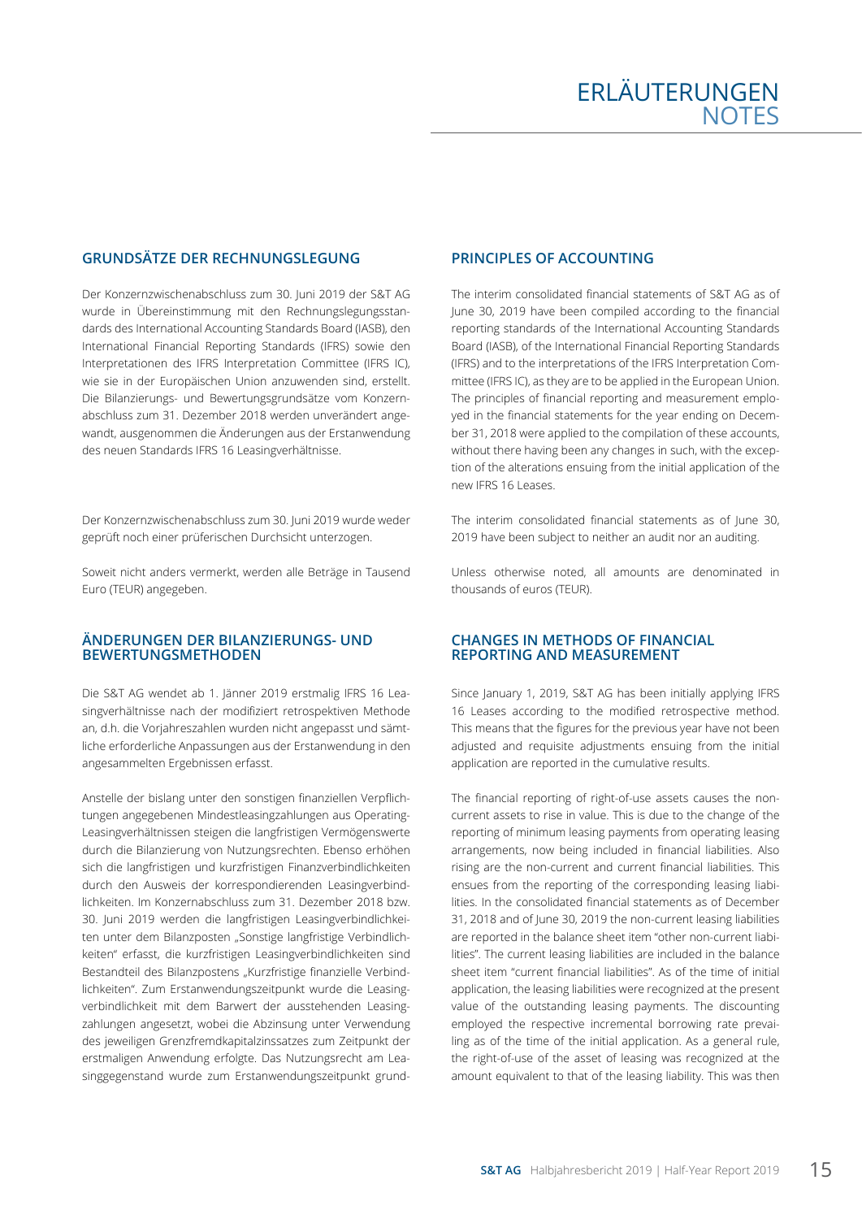# ERLÄUTERUNGEN
# NOTES

## GRUNDSÄTZE DER RECHNUNGSLEGUNG

Der Konzernzwischenabschluss zum 30. Juni 2019 der S&T AG wurde in Übereinstimmung mit den Rechnungslegungsstandards des International Accounting Standards Board (IASB), den International Financial Reporting Standards (IFRS) sowie den Interpretationen des IFRS Interpretation Committee (IFRS IC), wie sie in der Europäischen Union anzuwenden sind, erstellt. Die Bilanzierungs- und Bewertungsgrundsätze vom Konzernabschluss zum 31. Dezember 2018 werden unverändert angewandt, ausgenommen die Änderungen aus der Erstanwendung des neuen Standards IFRS 16 Leasingverhältnisse.

Der Konzernzwischenabschluss zum 30. Juni 2019 wurde weder geprüft noch einer prüferischen Durchsicht unterzogen.

Soweit nicht anders vermerkt, werden alle Beträge in Tausend Euro (TEUR) angegeben.

## ÄNDERUNGEN DER BILANZIERUNGS- UND BEWERTUNGSMETHODEN

Die S&T AG wendet ab 1. Jänner 2019 erstmalig IFRS 16 Leasingverhältnisse nach der modifiziert retrospektiven Methode an, d.h. die Vorjahreszahlen wurden nicht angepasst und sämtliche erforderliche Anpassungen aus der Erstanwendung in den angesammelten Ergebnissen erfasst.

Anstelle der bislang unter den sonstigen finanziellen Verpflichtungen angegebenen Mindestleasingzahlungen aus Operating-Leasingverhältnissen steigen die langfristigen Vermögenswerte durch die Bilanzierung von Nutzungsrechten. Ebenso erhöhen sich die langfristigen und kurzfristigen Finanzverbindlichkeiten durch den Ausweis der korrespondierenden Leasingverbindlichkeiten. Im Konzernabschluss zum 31. Dezember 2018 bzw. 30. Juni 2019 werden die langfristigen Leasingverbindlichkeiten unter dem Bilanzposten „Sonstige langfristige Verbindlichkeiten" erfasst, die kurzfristigen Leasingverbindlichkeiten sind Bestandteil des Bilanzpostens „Kurzfristige finanzielle Verbindlichkeiten". Zum Erstanwendungszeitpunkt wurde die Leasingverbindlichkeit mit dem Barwert der ausstehenden Leasingzahlungen angesetzt, wobei die Abzinsung unter Verwendung des jeweiligen Grenzfremdkapitalzinssatzes zum Zeitpunkt der erstmaligen Anwendung erfolgte. Das Nutzungsrecht am Leasinggegenstand wurde zum Erstanwendungszeitpunkt grund-

## PRINCIPLES OF ACCOUNTING

The interim consolidated financial statements of S&T AG as of June 30, 2019 have been compiled according to the financial reporting standards of the International Accounting Standards Board (IASB), of the International Financial Reporting Standards (IFRS) and to the interpretations of the IFRS Interpretation Committee (IFRS IC), as they are to be applied in the European Union. The principles of financial reporting and measurement employed in the financial statements for the year ending on December 31, 2018 were applied to the compilation of these accounts, without there having been any changes in such, with the exception of the alterations ensuing from the initial application of the new IFRS 16 Leases.

The interim consolidated financial statements as of June 30, 2019 have been subject to neither an audit nor an auditing.

Unless otherwise noted, all amounts are denominated in thousands of euros (TEUR).

## CHANGES IN METHODS OF FINANCIAL REPORTING AND MEASUREMENT

Since January 1, 2019, S&T AG has been initially applying IFRS 16 Leases according to the modified retrospective method. This means that the figures for the previous year have not been adjusted and requisite adjustments ensuing from the initial application are reported in the cumulative results.

The financial reporting of right-of-use assets causes the non-current assets to rise in value. This is due to the change of the reporting of minimum leasing payments from operating leasing arrangements, now being included in financial liabilities. Also rising are the non-current and current financial liabilities. This ensues from the reporting of the corresponding leasing liabilities. In the consolidated financial statements as of December 31, 2018 and of June 30, 2019 the non-current leasing liabilities are reported in the balance sheet item "other non-current liabilities". The current leasing liabilities are included in the balance sheet item "current financial liabilities". As of the time of initial application, the leasing liabilities were recognized at the present value of the outstanding leasing payments. The discounting employed the respective incremental borrowing rate prevailing as of the time of the initial application. As a general rule, the right-of-use of the asset of leasing was recognized at the amount equivalent to that of the leasing liability. This was then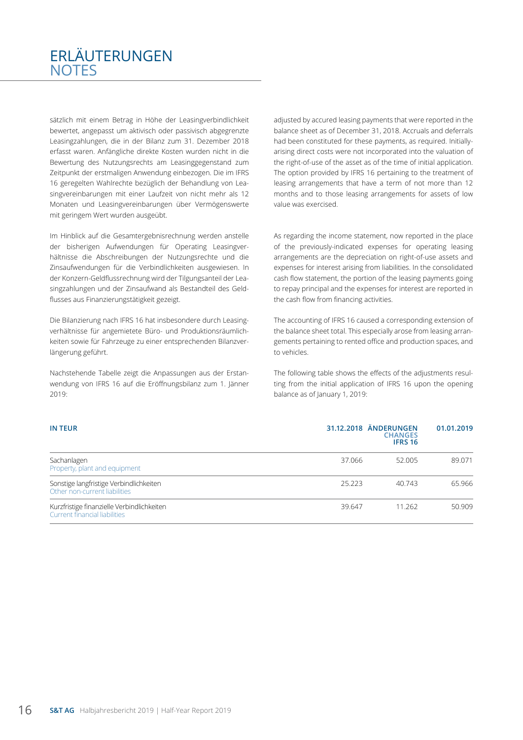# ERLÄUTERUNGEN
# NOTES

sätzlich mit einem Betrag in Höhe der Leasingverbindlichkeit bewertet, angepasst um aktivisch oder passivisch abgegrenzte Leasingzahlungen, die in der Bilanz zum 31. Dezember 2018 erfasst waren. Anfängliche direkte Kosten wurden nicht in die Bewertung des Nutzungsrechts am Leasinggegenstand zum Zeitpunkt der erstmaligen Anwendung einbezogen. Die im IFRS 16 geregelten Wahlrechte bezüglich der Behandlung von Leasingvereinbarungen mit einer Laufzeit von nicht mehr als 12 Monaten und Leasingvereinbarungen über Vermögenswerte mit geringem Wert wurden ausgeübt.

Im Hinblick auf die Gesamtergebnisrechnung werden anstelle der bisherigen Aufwendungen für Operating Leasingverhältnisse die Abschreibungen der Nutzungsrechte und die Zinsaufwendungen für die Verbindlichkeiten ausgewiesen. In der Konzern-Geldflussrechnung wird der Tilgungsanteil der Leasingzahlungen und der Zinsaufwand als Bestandteil des Geldflusses aus Finanzierungstätigkeit gezeigt.

Die Bilanzierung nach IFRS 16 hat insbesondere durch Leasingverhältnisse für angemietete Büro- und Produktionsräumlichkeiten sowie für Fahrzeuge zu einer entsprechenden Bilanzverlängerung geführt.

Nachstehende Tabelle zeigt die Anpassungen aus der Erstanwendung von IFRS 16 auf die Eröffnungsbilanz zum 1. Jänner 2019:

adjusted by accured leasing payments that were reported in the balance sheet as of December 31, 2018. Accruals and deferrals had been constituted for these payments, as required. Initially-arising direct costs were not incorporated into the valuation of the right-of-use of the asset as of the time of initial application. The option provided by IFRS 16 pertaining to the treatment of leasing arrangements that have a term of not more than 12 months and to those leasing arrangements for assets of low value was exercised.

As regarding the income statement, now reported in the place of the previously-indicated expenses for operating leasing arrangements are the depreciation on right-of-use assets and expenses for interest arising from liabilities. In the consolidated cash flow statement, the portion of the leasing payments going to repay principal and the expenses for interest are reported in the cash flow from financing activities.

The accounting of IFRS 16 caused a corresponding extension of the balance sheet total. This especially arose from leasing arrangements pertaining to rented office and production spaces, and to vehicles.

The following table shows the effects of the adjustments resulting from the initial application of IFRS 16 upon the opening balance as of January 1, 2019:

| IN TEUR | 31.12.2018 | ÄNDERUNGEN CHANGES IFRS 16 | 01.01.2019 |
|---|---|---|---|
| Sachanlagen<br>Property, plant and equipment | 37.066 | 52.005 | 89.071 |
| Sonstige langfristige Verbindlichkeiten<br>Other non-current liabilities | 25.223 | 40.743 | 65.966 |
| Kurzfristige finanzielle Verbindlichkeiten<br>Current financial liabilities | 39.647 | 11.262 | 50.909 |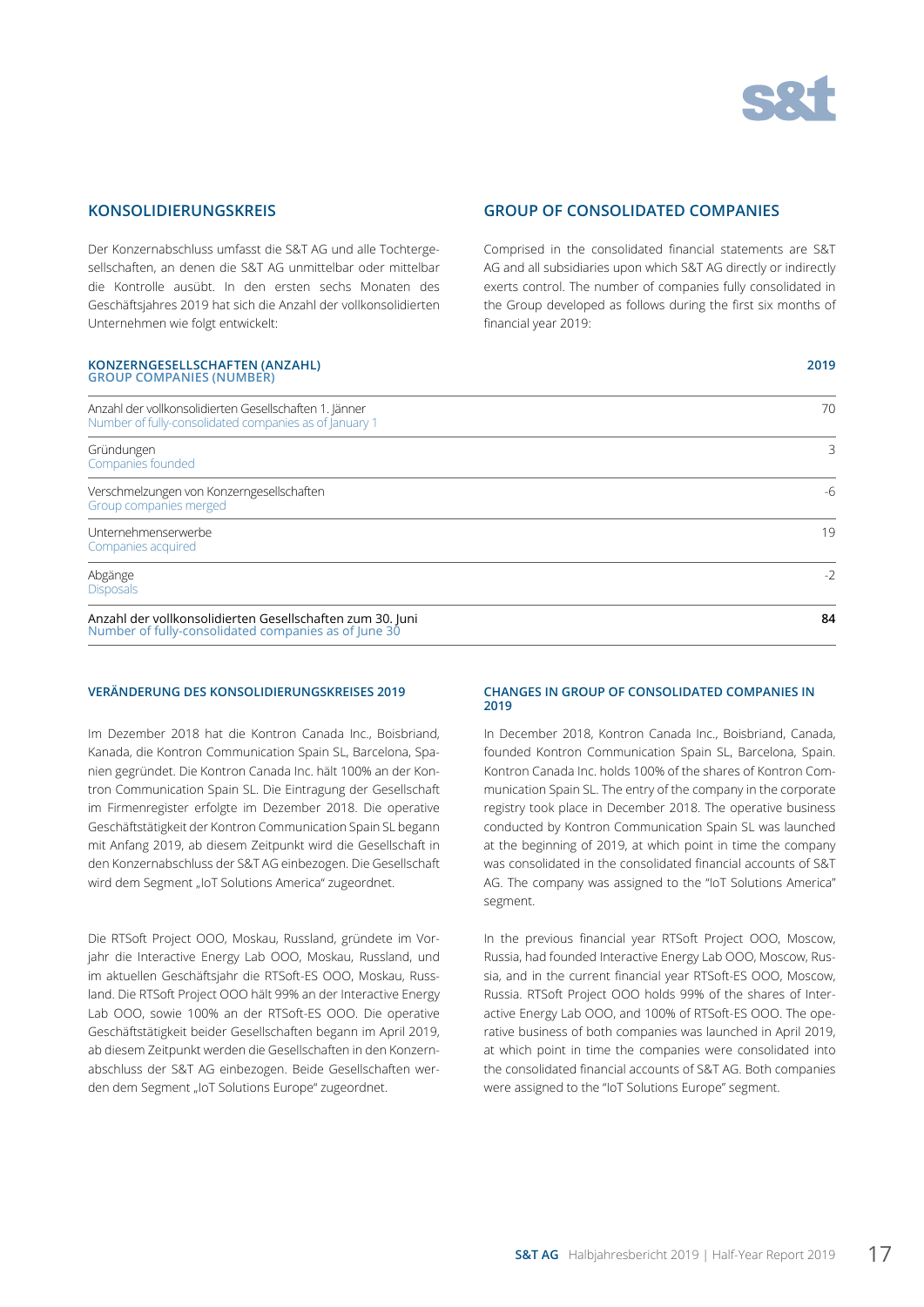## KONSOLIDIERUNGSKREIS

Der Konzernabschluss umfasst die S&T AG und alle Tochtergesellschaften, an denen die S&T AG unmittelbar oder mittelbar die Kontrolle ausübt. In den ersten sechs Monaten des Geschäftsjahres 2019 hat sich die Anzahl der vollkonsolidierten Unternehmen wie folgt entwickelt:

## GROUP OF CONSOLIDATED COMPANIES

Comprised in the consolidated financial statements are S&T AG and all subsidiaries upon which S&T AG directly or indirectly exerts control. The number of companies fully consolidated in the Group developed as follows during the first six months of financial year 2019:

| KONZERNGESELLSCHAFTEN (ANZAHL) GROUP COMPANIES (NUMBER) | 2019 |
|---|---|
| Anzahl der vollkonsolidierten Gesellschaften 1. Jänner Number of fully-consolidated companies as of January 1 | 70 |
| Gründungen Companies founded | 3 |
| Verschmelzungen von Konzerngesellschaften Group companies merged | -6 |
| Unternehmenserwerbe Companies acquired | 19 |
| Abgänge Disposals | -2 |
| **Anzahl der vollkonsolidierten Gesellschaften zum 30. Juni Number of fully-consolidated companies as of June 30** | **84** |

### VERÄNDERUNG DES KONSOLIDIERUNGSKREISES 2019

Im Dezember 2018 hat die Kontron Canada Inc., Boisbriand, Kanada, die Kontron Communication Spain SL, Barcelona, Spanien gegründet. Die Kontron Canada Inc. hält 100% an der Kontron Communication Spain SL. Die Eintragung der Gesellschaft im Firmenregister erfolgte im Dezember 2018. Die operative Geschäftstätigkeit der Kontron Communication Spain SL begann mit Anfang 2019, ab diesem Zeitpunkt wird die Gesellschaft in den Konzernabschluss der S&T AG einbezogen. Die Gesellschaft wird dem Segment „IoT Solutions America" zugeordnet.

Die RTSoft Project OOO, Moskau, Russland, gründete im Vorjahr die Interactive Energy Lab OOO, Moskau, Russland, und im aktuellen Geschäftsjahr die RTSoft-ES OOO, Moskau, Russland. Die RTSoft Project OOO hält 99% an der Interactive Energy Lab OOO, sowie 100% an der RTSoft-ES OOO. Die operative Geschäftstätigkeit beider Gesellschaften begann im April 2019, ab diesem Zeitpunkt werden die Gesellschaften in den Konzernabschluss der S&T AG einbezogen. Beide Gesellschaften werden dem Segment „IoT Solutions Europe" zugeordnet.

### CHANGES IN GROUP OF CONSOLIDATED COMPANIES IN 2019

In December 2018, Kontron Canada Inc., Boisbriand, Canada, founded Kontron Communication Spain SL, Barcelona, Spain. Kontron Canada Inc. holds 100% of the shares of Kontron Communication Spain SL. The entry of the company in the corporate registry took place in December 2018. The operative business conducted by Kontron Communication Spain SL was launched at the beginning of 2019, at which point in time the company was consolidated in the consolidated financial accounts of S&T AG. The company was assigned to the "IoT Solutions America" segment.

In the previous financial year RTSoft Project OOO, Moscow, Russia, had founded Interactive Energy Lab OOO, Moscow, Russia, and in the current financial year RTSoft-ES OOO, Moscow, Russia. RTSoft Project OOO holds 99% of the shares of Interactive Energy Lab OOO, and 100% of RTSoft-ES OOO. The operative business of both companies was launched in April 2019, at which point in time the companies were consolidated into the consolidated financial accounts of S&T AG. Both companies were assigned to the "IoT Solutions Europe" segment.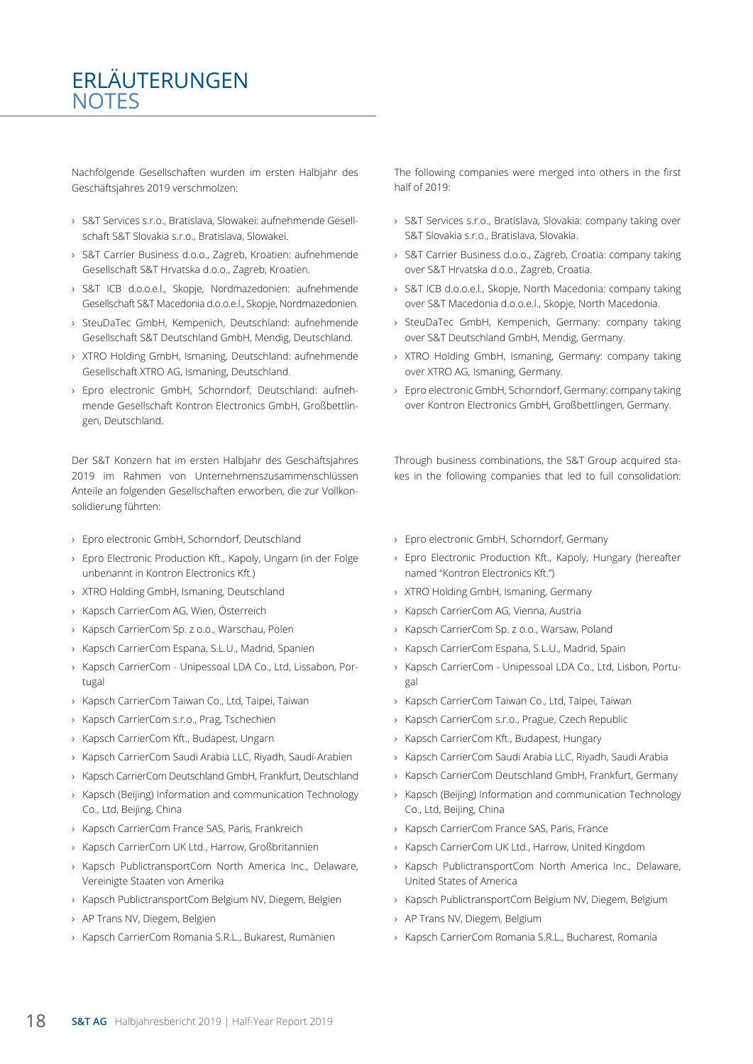# ERLÄUTERUNGEN
# NOTES

Nachfolgende Gesellschaften wurden im ersten Halbjahr des Geschäftsjahres 2019 verschmolzen:

- S&T Services s.r.o., Bratislava, Slowakei: aufnehmende Gesellschaft S&T Slovakia s.r.o., Bratislava, Slowakei.
- S&T Carrier Business d.o.o., Zagreb, Kroatien: aufnehmende Gesellschaft S&T Hrvatska d.o.o., Zagreb, Kroatien.
- S&T ICB d.o.o.e.l., Skopje, Nordmazedonien: aufnehmende Gesellschaft S&T Macedonia d.o.o.e.l., Skopje, Nordmazedonien.
- SteuDaTec GmbH, Kempenich, Deutschland: aufnehmende Gesellschaft S&T Deutschland GmbH, Mendig, Deutschland.
- XTRO Holding GmbH, Ismaning, Deutschland: aufnehmende Gesellschaft XTRO AG, Ismaning, Deutschland.
- Epro electronic GmbH, Schorndorf, Deutschland: aufnehmende Gesellschaft Kontron Electronics GmbH, Großbettlingen, Deutschland.

Der S&T Konzern hat im ersten Halbjahr des Geschäftsjahres 2019 im Rahmen von Unternehmenszusammenschlüssen Anteile an folgenden Gesellschaften erworben, die zur Vollkonsolidierung führten:

- Epro electronic GmbH, Schorndorf, Deutschland
- Epro Electronic Production Kft., Kapoly, Ungarn (in der Folge unbenannt in Kontron Electronics Kft.)
- XTRO Holding GmbH, Ismaning, Deutschland
- Kapsch CarrierCom AG, Wien, Österreich
- Kapsch CarrierCom Sp. z o.o., Warschau, Polen
- Kapsch CarrierCom Espana, S.L.U., Madrid, Spanien
- Kapsch CarrierCom - Unipessoal LDA Co., Ltd, Lissabon, Portugal
- Kapsch CarrierCom Taiwan Co., Ltd, Taipei, Taiwan
- Kapsch CarrierCom s.r.o., Prag, Tschechien
- Kapsch CarrierCom Kft., Budapest, Ungarn
- Kapsch CarrierCom Saudi Arabia LLC, Riyadh, Saudi-Arabien
- Kapsch CarrierCom Deutschland GmbH, Frankfurt, Deutschland
- Kapsch (Beijing) Information and communication Technology Co., Ltd, Beijing, China
- Kapsch CarrierCom France SAS, Paris, Frankreich
- Kapsch CarrierCom UK Ltd., Harrow, Großbritannien
- Kapsch PublictransportCom North America Inc., Delaware, Vereinigte Staaten von Amerika
- Kapsch PublictransportCom Belgium NV, Diegem, Belgien
- AP Trans NV, Diegem, Belgien
- Kapsch CarrierCom Romania S.R.L., Bukarest, Rumänien

The following companies were merged into others in the first half of 2019:

- S&T Services s.r.o., Bratislava, Slovakia: company taking over S&T Slovakia s.r.o., Bratislava, Slovakia.
- S&T Carrier Business d.o.o., Zagreb, Croatia: company taking over S&T Hrvatska d.o.o., Zagreb, Croatia.
- S&T ICB d.o.o.e.l., Skopje, North Macedonia: company taking over S&T Macedonia d.o.o.e.l., Skopje, North Macedonia.
- SteuDaTec GmbH, Kempenich, Germany: company taking over S&T Deutschland GmbH, Mendig, Germany.
- XTRO Holding GmbH, Ismaning, Germany: company taking over XTRO AG, Ismaning, Germany.
- Epro electronic GmbH, Schorndorf, Germany: company taking over Kontron Electronics GmbH, Großbettlingen, Germany.

Through business combinations, the S&T Group acquired stakes in the following companies that led to full consolidation:

- Epro electronic GmbH, Schorndorf, Germany
- Epro Electronic Production Kft., Kapoly, Hungary (hereafter named "Kontron Electronics Kft.")
- XTRO Holding GmbH, Ismaning, Germany
- Kapsch CarrierCom AG, Vienna, Austria
- Kapsch CarrierCom Sp. z o.o., Warsaw, Poland
- Kapsch CarrierCom Espana, S.L.U., Madrid, Spain
- Kapsch CarrierCom - Unipessoal LDA Co., Ltd, Lisbon, Portugal
- Kapsch CarrierCom Taiwan Co., Ltd, Taipei, Taiwan
- Kapsch CarrierCom s.r.o., Prague, Czech Republic
- Kapsch CarrierCom Kft., Budapest, Hungary
- Kapsch CarrierCom Saudi Arabia LLC, Riyadh, Saudi Arabia
- Kapsch CarrierCom Deutschland GmbH, Frankfurt, Germany
- Kapsch (Beijing) Information and communication Technology Co., Ltd, Beijing, China
- Kapsch CarrierCom France SAS, Paris, France
- Kapsch CarrierCom UK Ltd., Harrow, United Kingdom
- Kapsch PublictransportCom North America Inc., Delaware, United States of America
- Kapsch PublictransportCom Belgium NV, Diegem, Belgium
- AP Trans NV, Diegem, Belgium
- Kapsch CarrierCom Romania S.R.L., Bucharest, Romania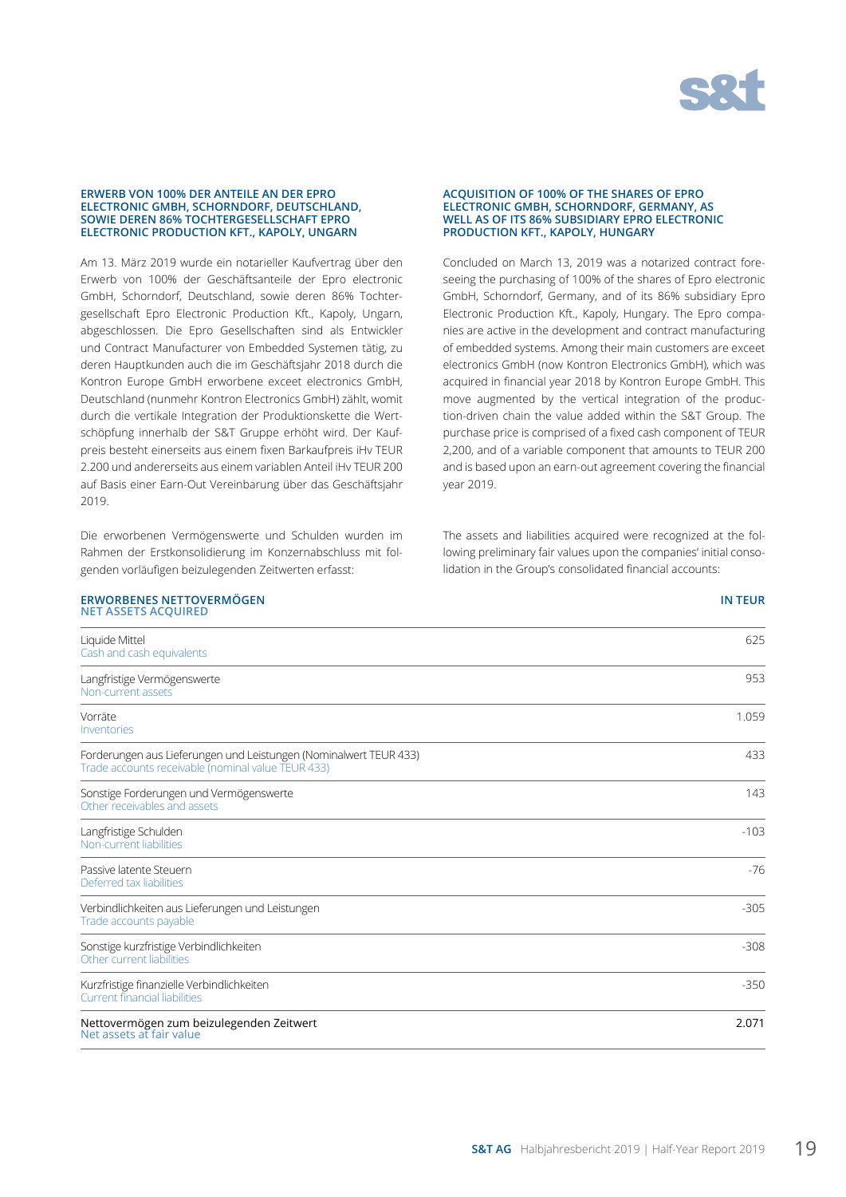#### ERWERB VON 100% DER ANTEILE AN DER EPRO ELECTRONIC GMBH, SCHORNDORF, DEUTSCHLAND, SOWIE DEREN 86% TOCHTERGESELLSCHAFT EPRO ELECTRONIC PRODUCTION KFT., KAPOLY, UNGARN

Am 13. März 2019 wurde ein notarieller Kaufvertrag über den Erwerb von 100% der Geschäftsanteile der Epro electronic GmbH, Schorndorf, Deutschland, sowie deren 86% Tochtergesellschaft Epro Electronic Production Kft., Kapoly, Ungarn, abgeschlossen. Die Epro Gesellschaften sind als Entwickler und Contract Manufacturer von Embedded Systemen tätig, zu deren Hauptkunden auch die im Geschäftsjahr 2018 durch die Kontron Europe GmbH erworbene exceet electronics GmbH, Deutschland (nunmehr Kontron Electronics GmbH) zählt, womit durch die vertikale Integration der Produktionskette die Wertschöpfung innerhalb der S&T Gruppe erhöht wird. Der Kaufpreis besteht einerseits aus einem fixen Barkaufpreis iHv TEUR 2.200 und andererseits aus einem variablen Anteil iHv TEUR 200 auf Basis einer Earn-Out Vereinbarung über das Geschäftsjahr 2019.

Die erworbenen Vermögenswerte und Schulden wurden im Rahmen der Erstkonsolidierung im Konzernabschluss mit folgenden vorläufigen beizulegenden Zeitwerten erfasst:

#### ACQUISITION OF 100% OF THE SHARES OF EPRO ELECTRONIC GMBH, SCHORNDORF, GERMANY, AS WELL AS OF ITS 86% SUBSIDIARY EPRO ELECTRONIC PRODUCTION KFT., KAPOLY, HUNGARY

Concluded on March 13, 2019 was a notarized contract foreseeing the purchasing of 100% of the shares of Epro electronic GmbH, Schorndorf, Germany, and of its 86% subsidiary Epro Electronic Production Kft., Kapoly, Hungary. The Epro companies are active in the development and contract manufacturing of embedded systems. Among their main customers are exceet electronics GmbH (now Kontron Electronics GmbH), which was acquired in financial year 2018 by Kontron Europe GmbH. This move augmented by the vertical integration of the production-driven chain the value added within the S&T Group. The purchase price is comprised of a fixed cash component of TEUR 2,200, and of a variable component that amounts to TEUR 200 and is based upon an earn-out agreement covering the financial year 2019.

The assets and liabilities acquired were recognized at the following preliminary fair values upon the companies' initial consolidation in the Group's consolidated financial accounts:

| ERWORBENES NETTOVERMÖGEN / NET ASSETS ACQUIRED | IN TEUR |
|---|---|
| Liquide Mittel / Cash and cash equivalents | 625 |
| Langfristige Vermögenswerte / Non-current assets | 953 |
| Vorräte / Inventories | 1.059 |
| Forderungen aus Lieferungen und Leistungen (Nominalwert TEUR 433) / Trade accounts receivable (nominal value TEUR 433) | 433 |
| Sonstige Forderungen und Vermögenswerte / Other receivables and assets | 143 |
| Langfristige Schulden / Non-current liabilities | -103 |
| Passive latente Steuern / Deferred tax liabilities | -76 |
| Verbindlichkeiten aus Lieferungen und Leistungen / Trade accounts payable | -305 |
| Sonstige kurzfristige Verbindlichkeiten / Other current liabilities | -308 |
| Kurzfristige finanzielle Verbindlichkeiten / Current financial liabilities | -350 |
| **Nettovermögen zum beizulegenden Zeitwert / Net assets at fair value** | **2.071** |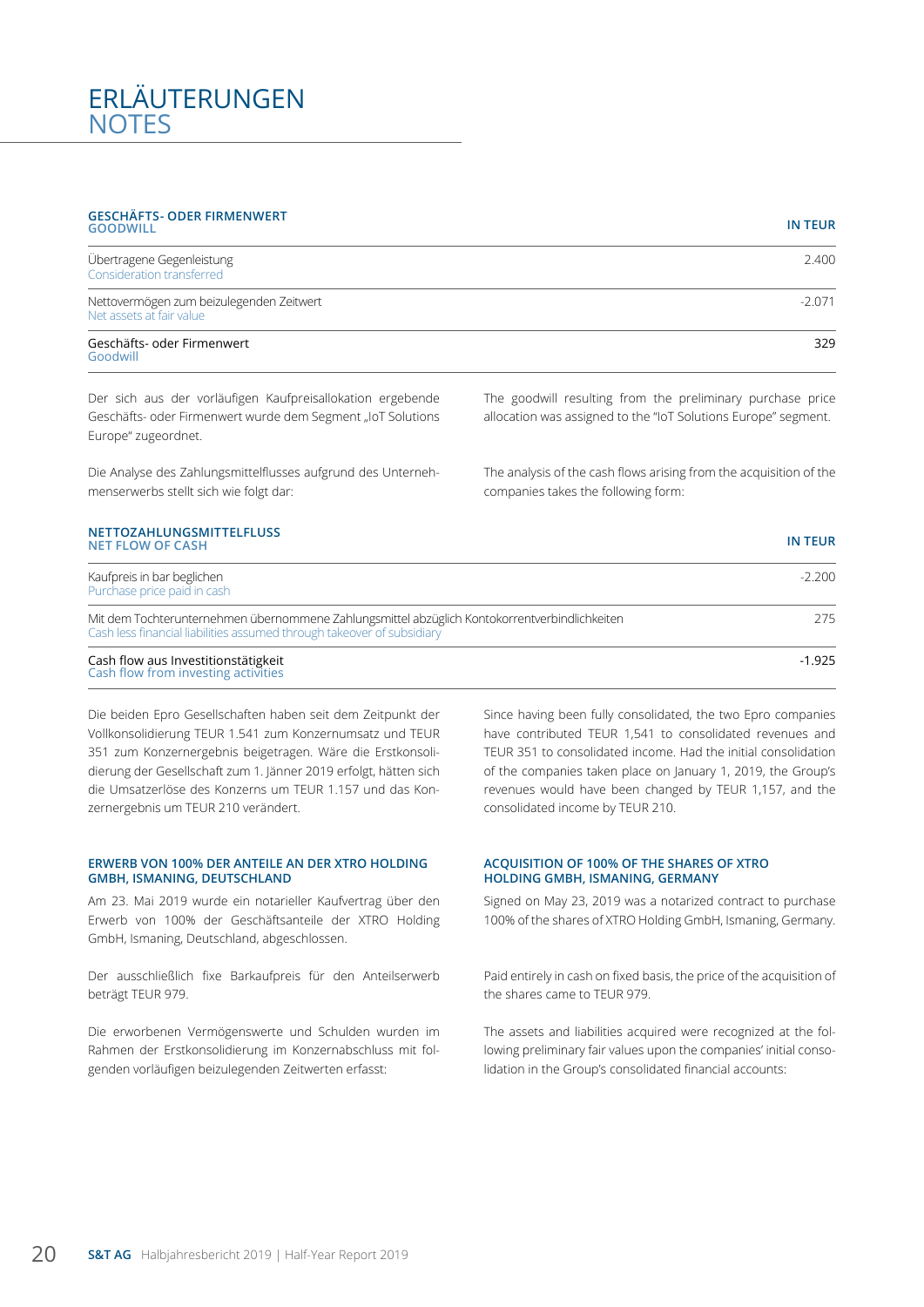# ERLÄUTERUNGEN
# NOTES

| GESCHÄFTS- ODER FIRMENWERT<br>GOODWILL | IN TEUR |
|---|---|
| Übertragene Gegenleistung<br>Consideration transferred | 2.400 |
| Nettovermögen zum beizulegenden Zeitwert<br>Net assets at fair value | -2.071 |
| Geschäfts- oder Firmenwert<br>Goodwill | 329 |

Der sich aus der vorläufigen Kaufpreisallokation ergebende Geschäfts- oder Firmenwert wurde dem Segment „IoT Solutions Europe" zugeordnet.

The goodwill resulting from the preliminary purchase price allocation was assigned to the "IoT Solutions Europe" segment.

Die Analyse des Zahlungsmittelflusses aufgrund des Unternehmenserwerbs stellt sich wie folgt dar:

The analysis of the cash flows arising from the acquisition of the companies takes the following form:

| NETTOZAHLUNGSMITTELFLUSS<br>NET FLOW OF CASH | IN TEUR |
|---|---|
| Kaufpreis in bar beglichen<br>Purchase price paid in cash | -2.200 |
| Mit dem Tochterunternehmen übernommene Zahlungsmittel abzüglich Kontokorrentverbindlichkeiten<br>Cash less financial liabilities assumed through takeover of subsidiary | 275 |
| Cash flow aus Investitionstätigkeit<br>Cash flow from investing activities | -1.925 |

Die beiden Epro Gesellschaften haben seit dem Zeitpunkt der Vollkonsolidierung TEUR 1.541 zum Konzernumsatz und TEUR 351 zum Konzernergebnis beigetragen. Wäre die Erstkonsolidierung der Gesellschaft zum 1. Jänner 2019 erfolgt, hätten sich die Umsatzerlöse des Konzerns um TEUR 1.157 und das Konzernergebnis um TEUR 210 verändert.

Since having been fully consolidated, the two Epro companies have contributed TEUR 1,541 to consolidated revenues and TEUR 351 to consolidated income. Had the initial consolidation of the companies taken place on January 1, 2019, the Group's revenues would have been changed by TEUR 1,157, and the consolidated income by TEUR 210.

#### ERWERB VON 100% DER ANTEILE AN DER XTRO HOLDING GMBH, ISMANING, DEUTSCHLAND

Am 23. Mai 2019 wurde ein notarieller Kaufvertrag über den Erwerb von 100% der Geschäftsanteile der XTRO Holding GmbH, Ismaning, Deutschland, abgeschlossen.

Der ausschließlich fixe Barkaufpreis für den Anteilserwerb beträgt TEUR 979.

Die erworbenen Vermögenswerte und Schulden wurden im Rahmen der Erstkonsolidierung im Konzernabschluss mit folgenden vorläufigen beizulegenden Zeitwerten erfasst:

#### ACQUISITION OF 100% OF THE SHARES OF XTRO HOLDING GMBH, ISMANING, GERMANY

Signed on May 23, 2019 was a notarized contract to purchase 100% of the shares of XTRO Holding GmbH, Ismaning, Germany.

Paid entirely in cash on fixed basis, the price of the acquisition of the shares came to TEUR 979.

The assets and liabilities acquired were recognized at the following preliminary fair values upon the companies' initial consolidation in the Group's consolidated financial accounts: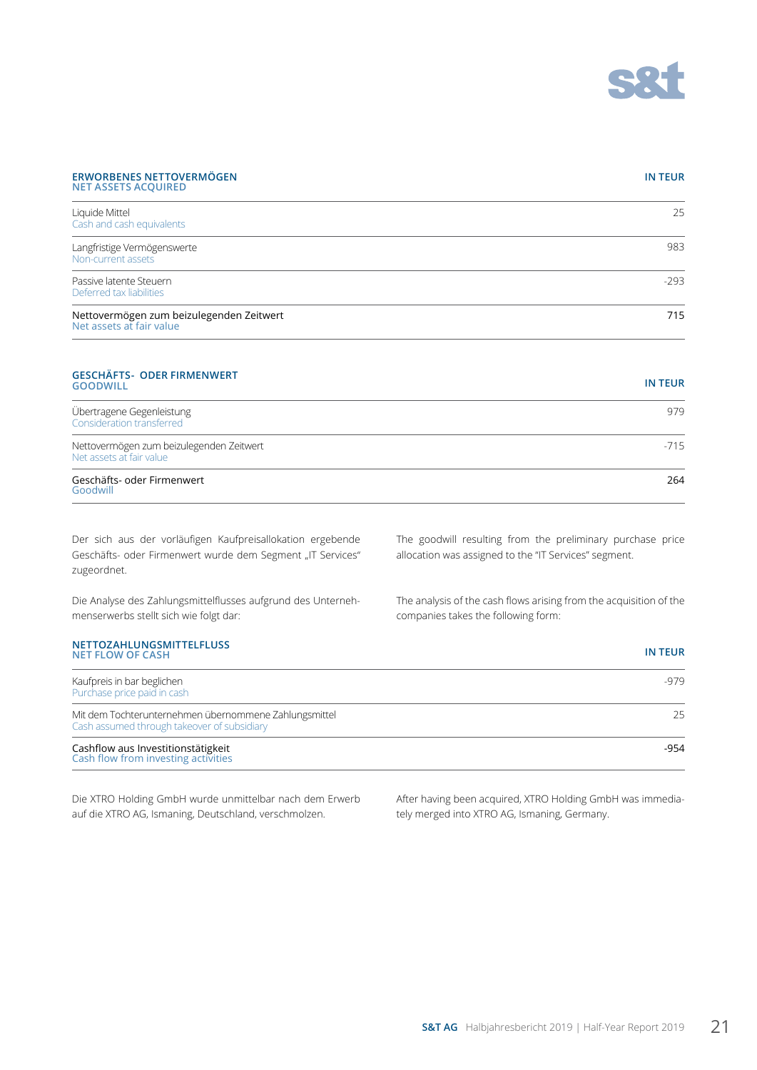| ERWORBENES NETTOVERMÖGEN<br>NET ASSETS ACQUIRED | IN TEUR |
|---|---|
| Liquide Mittel<br>Cash and cash equivalents | 25 |
| Langfristige Vermögenswerte<br>Non-current assets | 983 |
| Passive latente Steuern<br>Deferred tax liabilities | -293 |
| Nettovermögen zum beizulegenden Zeitwert<br>Net assets at fair value | 715 |

| GESCHÄFTS- ODER FIRMENWERT<br>GOODWILL | IN TEUR |
|---|---|
| Übertragene Gegenleistung<br>Consideration transferred | 979 |
| Nettovermögen zum beizulegenden Zeitwert<br>Net assets at fair value | -715 |
| Geschäfts- oder Firmenwert<br>Goodwill | 264 |

Der sich aus der vorläufigen Kaufpreisallokation ergebende Geschäfts- oder Firmenwert wurde dem Segment „IT Services" zugeordnet.

The goodwill resulting from the preliminary purchase price allocation was assigned to the "IT Services" segment.

Die Analyse des Zahlungsmittelflusses aufgrund des Unternehmenserwerbs stellt sich wie folgt dar:

The analysis of the cash flows arising from the acquisition of the companies takes the following form:

| NETTOZAHLUNGSMITTELFLUSS<br>NET FLOW OF CASH | IN TEUR |
|---|---|
| Kaufpreis in bar beglichen<br>Purchase price paid in cash | -979 |
| Mit dem Tochterunternehmen übernommene Zahlungsmittel<br>Cash assumed through takeover of subsidiary | 25 |
| Cashflow aus Investitionstätigkeit<br>Cash flow from investing activities | -954 |

Die XTRO Holding GmbH wurde unmittelbar nach dem Erwerb auf die XTRO AG, Ismaning, Deutschland, verschmolzen.

After having been acquired, XTRO Holding GmbH was immediately merged into XTRO AG, Ismaning, Germany.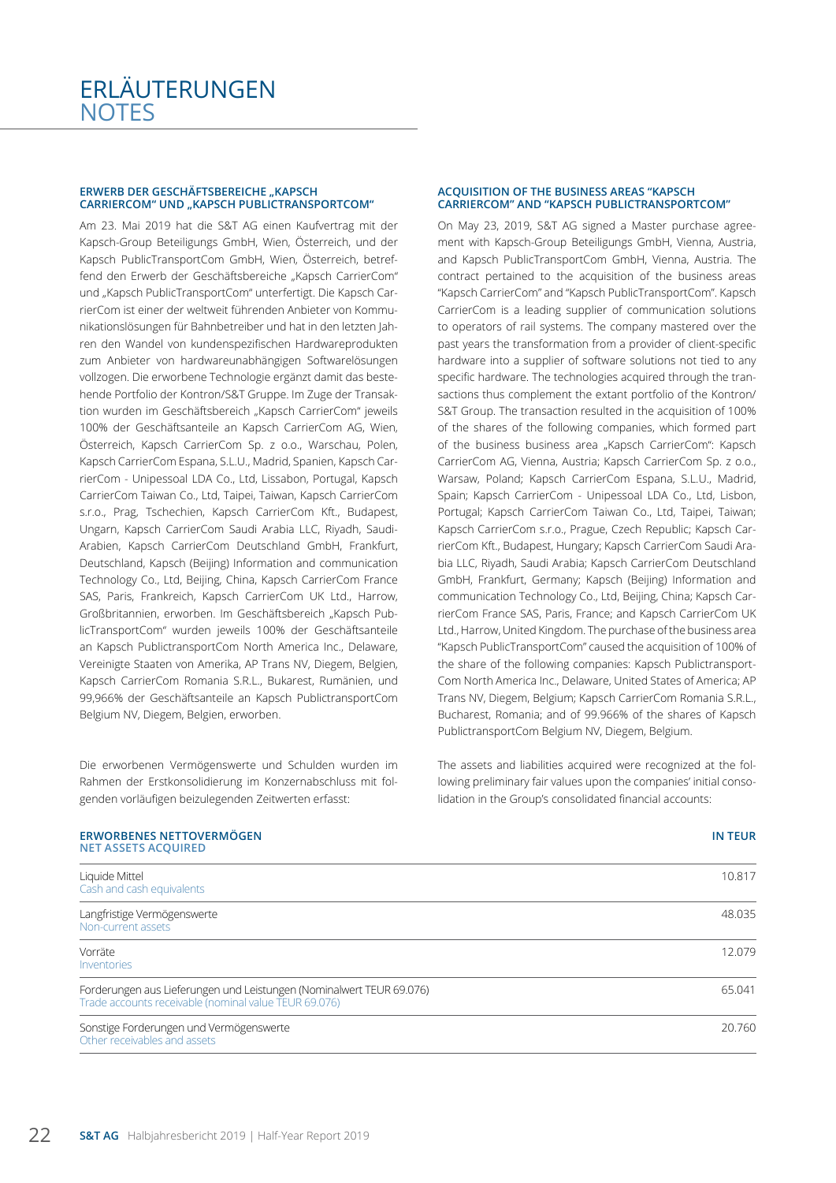# ERLÄUTERUNGEN
# NOTES

### ERWERB DER GESCHÄFTSBEREICHE „KAPSCH CARRIERCOM" UND „KAPSCH PUBLICTRANSPORTCOM"

Am 23. Mai 2019 hat die S&T AG einen Kaufvertrag mit der Kapsch-Group Beteiligungs GmbH, Wien, Österreich, und der Kapsch PublicTransportCom GmbH, Wien, Österreich, betreffend den Erwerb der Geschäftsbereiche „Kapsch CarrierCom" und „Kapsch PublicTransportCom" unterfertigt. Die Kapsch CarrierCom ist einer der weltweit führenden Anbieter von Kommunikationslösungen für Bahnbetreiber und hat in den letzten Jahren den Wandel von kundenspezifischen Hardwareprodukten zum Anbieter von hardwareunabhängigen Softwarelösungen vollzogen. Die erworbene Technologie ergänzt damit das bestehende Portfolio der Kontron/S&T Gruppe. Im Zuge der Transaktion wurden im Geschäftsbereich „Kapsch CarrierCom" jeweils 100% der Geschäftsanteile an Kapsch CarrierCom AG, Wien, Österreich, Kapsch CarrierCom Sp. z o.o., Warschau, Polen, Kapsch CarrierCom Espana, S.L.U., Madrid, Spanien, Kapsch CarrierCom - Unipessoal LDA Co., Ltd, Lissabon, Portugal, Kapsch CarrierCom Taiwan Co., Ltd, Taipei, Taiwan, Kapsch CarrierCom s.r.o., Prag, Tschechien, Kapsch CarrierCom Kft., Budapest, Ungarn, Kapsch CarrierCom Saudi Arabia LLC, Riyadh, Saudi-Arabien, Kapsch CarrierCom Deutschland GmbH, Frankfurt, Deutschland, Kapsch (Beijing) Information and communication Technology Co., Ltd, Beijing, China, Kapsch CarrierCom France SAS, Paris, Frankreich, Kapsch CarrierCom UK Ltd., Harrow, Großbritannien, erworben. Im Geschäftsbereich „Kapsch PublicTransportCom" wurden jeweils 100% der Geschäftsanteile an Kapsch PublictransportCom North America Inc., Delaware, Vereinigte Staaten von Amerika, AP Trans NV, Diegem, Belgien, Kapsch CarrierCom Romania S.R.L., Bukarest, Rumänien, und 99,966% der Geschäftsanteile an Kapsch PublictransportCom Belgium NV, Diegem, Belgien, erworben.

Die erworbenen Vermögenswerte und Schulden wurden im Rahmen der Erstkonsolidierung im Konzernabschluss mit folgenden vorläufigen beizulegenden Zeitwerten erfasst:

### ACQUISITION OF THE BUSINESS AREAS "KAPSCH CARRIERCOM" AND "KAPSCH PUBLICTRANSPORTCOM"

On May 23, 2019, S&T AG signed a Master purchase agreement with Kapsch-Group Beteiligungs GmbH, Vienna, Austria, and Kapsch PublicTransportCom GmbH, Vienna, Austria. The contract pertained to the acquisition of the business areas "Kapsch CarrierCom" and "Kapsch PublicTransportCom". Kapsch CarrierCom is a leading supplier of communication solutions to operators of rail systems. The company mastered over the past years the transformation from a provider of client-specific hardware into a supplier of software solutions not tied to any specific hardware. The technologies acquired through the transactions thus complement the extant portfolio of the Kontron/S&T Group. The transaction resulted in the acquisition of 100% of the shares of the following companies, which formed part of the business business area „Kapsch CarrierCom": Kapsch CarrierCom AG, Vienna, Austria; Kapsch CarrierCom Sp. z o.o., Warsaw, Poland; Kapsch CarrierCom Espana, S.L.U., Madrid, Spain; Kapsch CarrierCom - Unipessoal LDA Co., Ltd, Lisbon, Portugal; Kapsch CarrierCom Taiwan Co., Ltd, Taipei, Taiwan; Kapsch CarrierCom s.r.o., Prague, Czech Republic; Kapsch CarrierCom Kft., Budapest, Hungary; Kapsch CarrierCom Saudi Arabia LLC, Riyadh, Saudi Arabia; Kapsch CarrierCom Deutschland GmbH, Frankfurt, Germany; Kapsch (Beijing) Information and communication Technology Co., Ltd, Beijing, China; Kapsch CarrierCom France SAS, Paris, France; and Kapsch CarrierCom UK Ltd., Harrow, United Kingdom. The purchase of the business area "Kapsch PublicTransportCom" caused the acquisition of 100% of the share of the following companies: Kapsch PublictransportCom North America Inc., Delaware, United States of America; AP Trans NV, Diegem, Belgium; Kapsch CarrierCom Romania S.R.L., Bucharest, Romania; and of 99.966% of the shares of Kapsch PublictransportCom Belgium NV, Diegem, Belgium.

The assets and liabilities acquired were recognized at the following preliminary fair values upon the companies' initial consolidation in the Group's consolidated financial accounts:

| ERWORBENES NETTOVERMÖGEN<br>NET ASSETS ACQUIRED | IN TEUR |
|---|---|
| Liquide Mittel<br>Cash and cash equivalents | 10.817 |
| Langfristige Vermögenswerte<br>Non-current assets | 48.035 |
| Vorräte<br>Inventories | 12.079 |
| Forderungen aus Lieferungen und Leistungen (Nominalwert TEUR 69.076)<br>Trade accounts receivable (nominal value TEUR 69.076) | 65.041 |
| Sonstige Forderungen und Vermögenswerte<br>Other receivables and assets | 20.760 |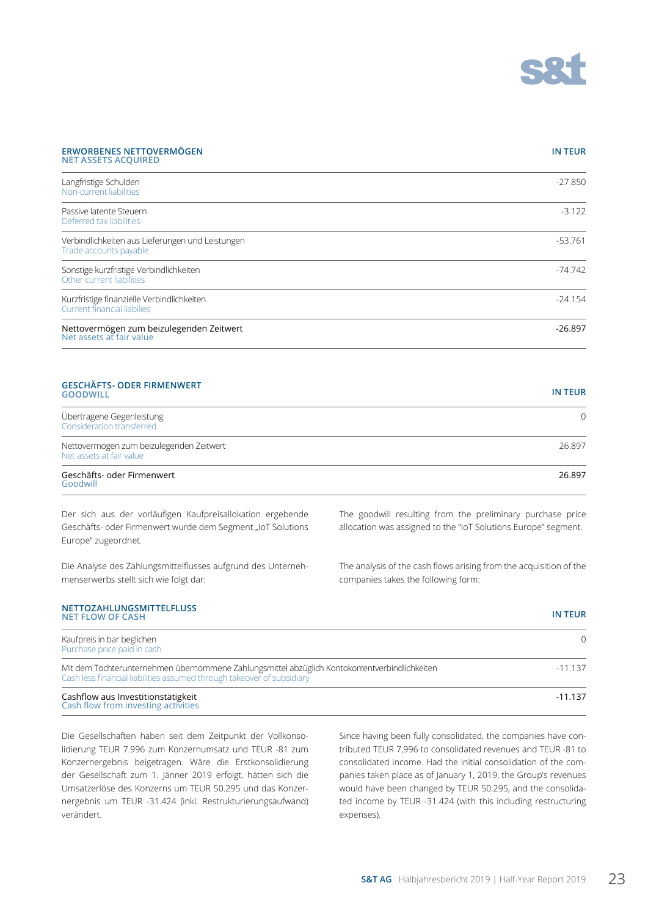| ERWORBENES NETTOVERMÖGEN<br>NET ASSETS ACQUIRED | IN TEUR |
|---|---|
| Langfristige Schulden<br>Non-current liabilities | -27.850 |
| Passive latente Steuern<br>Deferred tax liabilities | -3.122 |
| Verbindlichkeiten aus Lieferungen und Leistungen<br>Trade accounts payable | -53.761 |
| Sonstige kurzfristige Verbindlichkeiten<br>Other current liabilities | -74.742 |
| Kurzfristige finanzielle Verbindlichkeiten<br>Current financial liabilies | -24.154 |
| **Nettovermögen zum beizulegenden Zeitwert**<br>**Net assets at fair value** | **-26.897** |

| GESCHÄFTS- ODER FIRMENWERT<br>GOODWILL | IN TEUR |
|---|---|
| Übertragene Gegenleistung<br>Consideration transferred | 0 |
| Nettovermögen zum beizulegenden Zeitwert<br>Net assets at fair value | 26.897 |
| **Geschäfts- oder Firmenwert**<br>**Goodwill** | **26.897** |

Der sich aus der vorläufigen Kaufpreisallokation ergebende Geschäfts- oder Firmenwert wurde dem Segment „IoT Solutions Europe" zugeordnet.

The goodwill resulting from the preliminary purchase price allocation was assigned to the "IoT Solutions Europe" segment.

Die Analyse des Zahlungsmittelflusses aufgrund des Unternehmenserwerbs stellt sich wie folgt dar:

The analysis of the cash flows arising from the acquisition of the companies takes the following form:

| NETTOZAHLUNGSMITTELFLUSS<br>NET FLOW OF CASH | IN TEUR |
|---|---|
| Kaufpreis in bar beglichen<br>Purchase price paid in cash | 0 |
| Mit dem Tochterunternehmen übernommene Zahlungsmittel abzüglich Kontokorrentverbindlichkeiten<br>Cash less financial liabilities assumed through takeover of subsidiary | -11.137 |
| **Cashflow aus Investitionstätigkeit**<br>**Cash flow from investing activities** | **-11.137** |

Die Gesellschaften haben seit dem Zeitpunkt der Vollkonsolidierung TEUR 7.996 zum Konzernumsatz und TEUR -81 zum Konzernergebnis beigetragen. Wäre die Erstkonsolidierung der Gesellschaft zum 1. Jänner 2019 erfolgt, hätten sich die Umsatzerlöse des Konzerns um TEUR 50.295 und das Konzernergebnis um TEUR -31.424 (inkl. Restrukturierungsaufwand) verändert.

Since having been fully consolidated, the companies have contributed TEUR 7,996 to consolidated revenues and TEUR -81 to consolidated income. Had the initial consolidation of the companies taken place as of January 1, 2019, the Group's revenues would have been changed by TEUR 50.295, and the consolidated income by TEUR -31.424 (with this including restructuring expenses).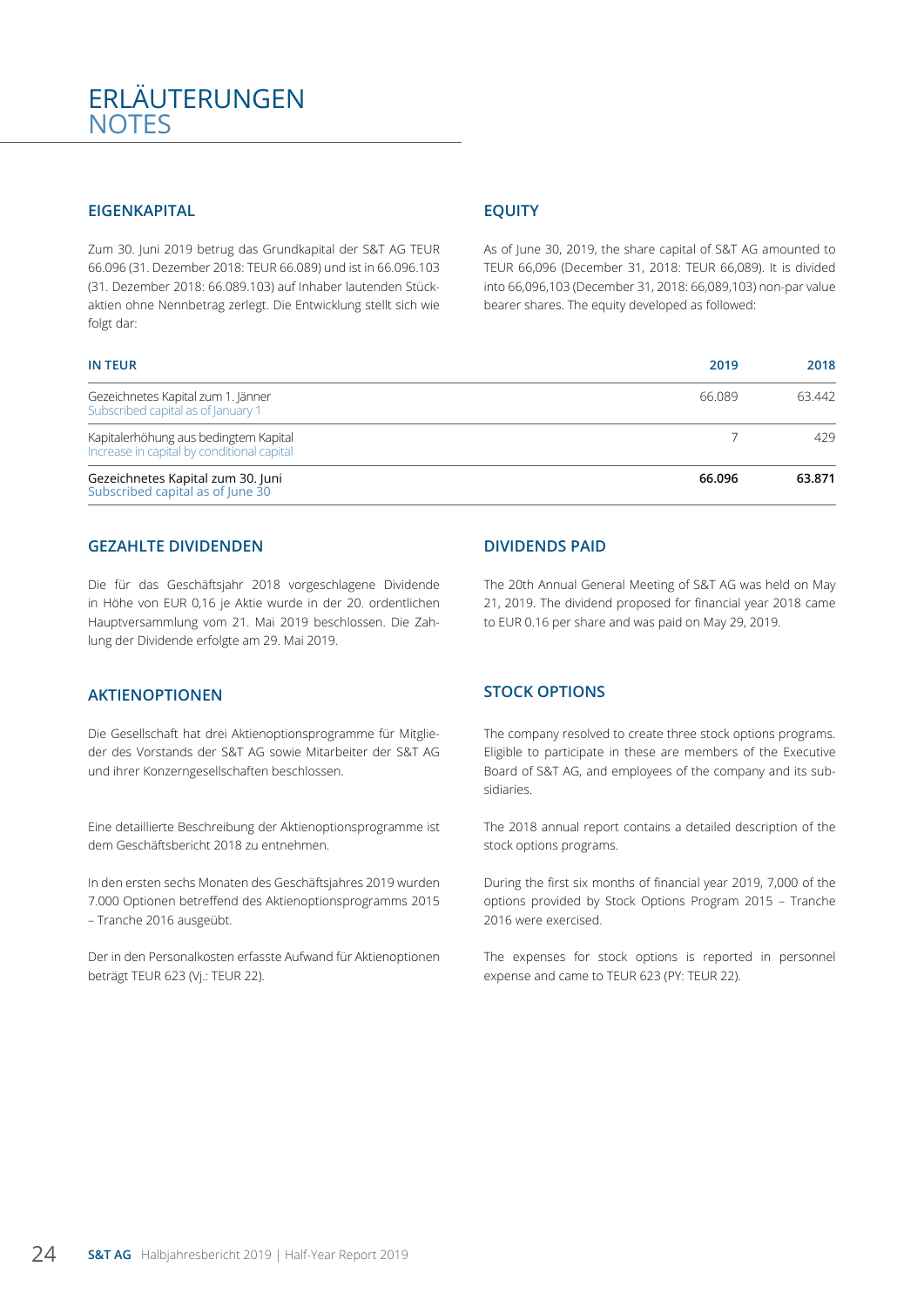# ERLÄUTERUNGEN
# NOTES

## EIGENKAPITAL

Zum 30. Juni 2019 betrug das Grundkapital der S&T AG TEUR 66.096 (31. Dezember 2018: TEUR 66.089) und ist in 66.096.103 (31. Dezember 2018: 66.089.103) auf Inhaber lautenden Stückaktien ohne Nennbetrag zerlegt. Die Entwicklung stellt sich wie folgt dar:

## EQUITY

As of June 30, 2019, the share capital of S&T AG amounted to TEUR 66,096 (December 31, 2018: TEUR 66,089). It is divided into 66,096,103 (December 31, 2018: 66,089,103) non-par value bearer shares. The equity developed as followed:

| IN TEUR | 2019 | 2018 |
|---|---|---|
| Gezeichnetes Kapital zum 1. Jänner<br>Subscribed capital as of January 1 | 66.089 | 63.442 |
| Kapitalerhöhung aus bedingtem Kapital<br>Increase in capital by conditional capital | 7 | 429 |
| **Gezeichnetes Kapital zum 30. Juni**<br>**Subscribed capital as of June 30** | **66.096** | **63.871** |

## GEZAHLTE DIVIDENDEN

Die für das Geschäftsjahr 2018 vorgeschlagene Dividende in Höhe von EUR 0,16 je Aktie wurde in der 20. ordentlichen Hauptversammlung vom 21. Mai 2019 beschlossen. Die Zahlung der Dividende erfolgte am 29. Mai 2019.

## DIVIDENDS PAID

The 20th Annual General Meeting of S&T AG was held on May 21, 2019. The dividend proposed for financial year 2018 came to EUR 0.16 per share and was paid on May 29, 2019.

## AKTIENOPTIONEN

Die Gesellschaft hat drei Aktienoptionsprogramme für Mitglieder des Vorstands der S&T AG sowie Mitarbeiter der S&T AG und ihrer Konzerngesellschaften beschlossen.

Eine detaillierte Beschreibung der Aktienoptionsprogramme ist dem Geschäftsbericht 2018 zu entnehmen.

In den ersten sechs Monaten des Geschäftsjahres 2019 wurden 7.000 Optionen betreffend des Aktienoptionsprogramms 2015 – Tranche 2016 ausgeübt.

Der in den Personalkosten erfasste Aufwand für Aktienoptionen beträgt TEUR 623 (Vj.: TEUR 22).

## STOCK OPTIONS

The company resolved to create three stock options programs. Eligible to participate in these are members of the Executive Board of S&T AG, and employees of the company and its subsidiaries.

The 2018 annual report contains a detailed description of the stock options programs.

During the first six months of financial year 2019, 7,000 of the options provided by Stock Options Program 2015 – Tranche 2016 were exercised.

The expenses for stock options is reported in personnel expense and came to TEUR 623 (PY: TEUR 22).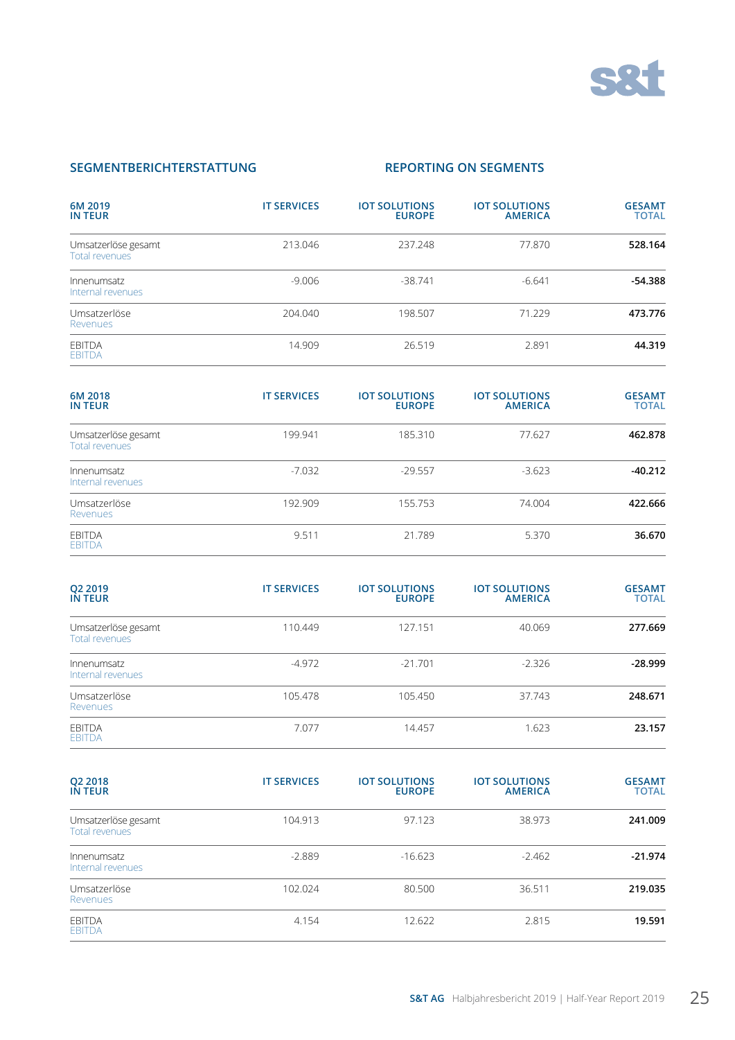## SEGMENTBERICHTERSTATTUNG

## REPORTING ON SEGMENTS

| 6M 2019 IN TEUR | IT SERVICES | IOT SOLUTIONS EUROPE | IOT SOLUTIONS AMERICA | GESAMT TOTAL |
|---|---|---|---|---|
| Umsatzerlöse gesamt Total revenues | 213.046 | 237.248 | 77.870 | **528.164** |
| Innenumsatz Internal revenues | -9.006 | -38.741 | -6.641 | **-54.388** |
| Umsatzerlöse Revenues | 204.040 | 198.507 | 71.229 | **473.776** |
| EBITDA EBITDA | 14.909 | 26.519 | 2.891 | **44.319** |

| 6M 2018 IN TEUR | IT SERVICES | IOT SOLUTIONS EUROPE | IOT SOLUTIONS AMERICA | GESAMT TOTAL |
|---|---|---|---|---|
| Umsatzerlöse gesamt Total revenues | 199.941 | 185.310 | 77.627 | **462.878** |
| Innenumsatz Internal revenues | -7.032 | -29.557 | -3.623 | **-40.212** |
| Umsatzerlöse Revenues | 192.909 | 155.753 | 74.004 | **422.666** |
| EBITDA EBITDA | 9.511 | 21.789 | 5.370 | **36.670** |

| Q2 2019 IN TEUR | IT SERVICES | IOT SOLUTIONS EUROPE | IOT SOLUTIONS AMERICA | GESAMT TOTAL |
|---|---|---|---|---|
| Umsatzerlöse gesamt Total revenues | 110.449 | 127.151 | 40.069 | **277.669** |
| Innenumsatz Internal revenues | -4.972 | -21.701 | -2.326 | **-28.999** |
| Umsatzerlöse Revenues | 105.478 | 105.450 | 37.743 | **248.671** |
| EBITDA EBITDA | 7.077 | 14.457 | 1.623 | **23.157** |

| Q2 2018 IN TEUR | IT SERVICES | IOT SOLUTIONS EUROPE | IOT SOLUTIONS AMERICA | GESAMT TOTAL |
|---|---|---|---|---|
| Umsatzerlöse gesamt Total revenues | 104.913 | 97.123 | 38.973 | **241.009** |
| Innenumsatz Internal revenues | -2.889 | -16.623 | -2.462 | **-21.974** |
| Umsatzerlöse Revenues | 102.024 | 80.500 | 36.511 | **219.035** |
| EBITDA EBITDA | 4.154 | 12.622 | 2.815 | **19.591** |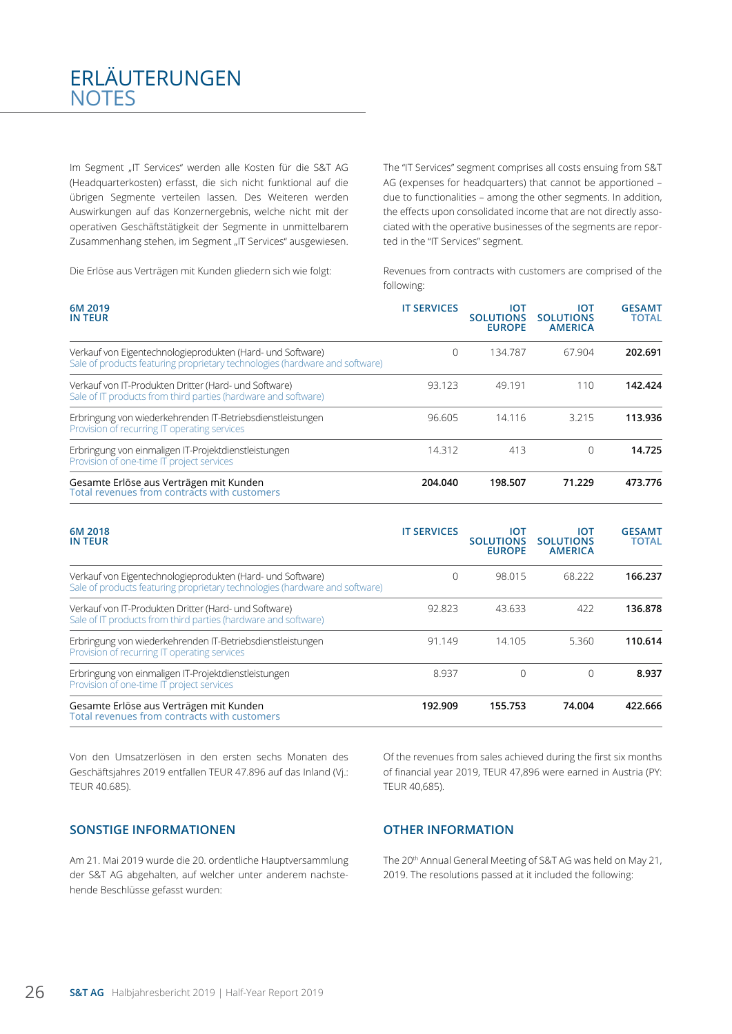# ERLÄUTERUNGEN
# NOTES

Im Segment „IT Services" werden alle Kosten für die S&T AG (Headquarterkosten) erfasst, die sich nicht funktional auf die übrigen Segmente verteilen lassen. Des Weiteren werden Auswirkungen auf das Konzernergebnis, welche nicht mit der operativen Geschäftstätigkeit der Segmente in unmittelbarem Zusammenhang stehen, im Segment „IT Services" ausgewiesen.

The "IT Services" segment comprises all costs ensuing from S&T AG (expenses for headquarters) that cannot be apportioned – due to functionalities – among the other segments. In addition, the effects upon consolidated income that are not directly associated with the operative businesses of the segments are reported in the "IT Services" segment.

Die Erlöse aus Verträgen mit Kunden gliedern sich wie folgt:

Revenues from contracts with customers are comprised of the following:

| 6M 2019 IN TEUR | IT SERVICES | IOT SOLUTIONS EUROPE | IOT SOLUTIONS AMERICA | GESAMT TOTAL |
|---|---|---|---|---|
| Verkauf von Eigentechnologieprodukten (Hard- und Software) Sale of products featuring proprietary technologies (hardware and software) | 0 | 134.787 | 67.904 | **202.691** |
| Verkauf von IT-Produkten Dritter (Hard- und Software) Sale of IT products from third parties (hardware and software) | 93.123 | 49.191 | 110 | **142.424** |
| Erbringung von wiederkehrenden IT-Betriebsdienstleistungen Provision of recurring IT operating services | 96.605 | 14.116 | 3.215 | **113.936** |
| Erbringung von einmaligen IT-Projektdienstleistungen Provision of one-time IT project services | 14.312 | 413 | 0 | **14.725** |
| Gesamte Erlöse aus Verträgen mit Kunden Total revenues from contracts with customers | **204.040** | **198.507** | **71.229** | **473.776** |

| 6M 2018 IN TEUR | IT SERVICES | IOT SOLUTIONS EUROPE | IOT SOLUTIONS AMERICA | GESAMT TOTAL |
|---|---|---|---|---|
| Verkauf von Eigentechnologieprodukten (Hard- und Software) Sale of products featuring proprietary technologies (hardware and software) | 0 | 98.015 | 68.222 | **166.237** |
| Verkauf von IT-Produkten Dritter (Hard- und Software) Sale of IT products from third parties (hardware and software) | 92.823 | 43.633 | 422 | **136.878** |
| Erbringung von wiederkehrenden IT-Betriebsdienstleistungen Provision of recurring IT operating services | 91.149 | 14.105 | 5.360 | **110.614** |
| Erbringung von einmaligen IT-Projektdienstleistungen Provision of one-time IT project services | 8.937 | 0 | 0 | **8.937** |
| Gesamte Erlöse aus Verträgen mit Kunden Total revenues from contracts with customers | **192.909** | **155.753** | **74.004** | **422.666** |

Von den Umsatzerlösen in den ersten sechs Monaten des Geschäftsjahres 2019 entfallen TEUR 47.896 auf das Inland (Vj.: TEUR 40.685).

Of the revenues from sales achieved during the first six months of financial year 2019, TEUR 47,896 were earned in Austria (PY: TEUR 40,685).

## SONSTIGE INFORMATIONEN

Am 21. Mai 2019 wurde die 20. ordentliche Hauptversammlung der S&T AG abgehalten, auf welcher unter anderem nachstehende Beschlüsse gefasst wurden:

## OTHER INFORMATION

The 20th Annual General Meeting of S&T AG was held on May 21, 2019. The resolutions passed at it included the following: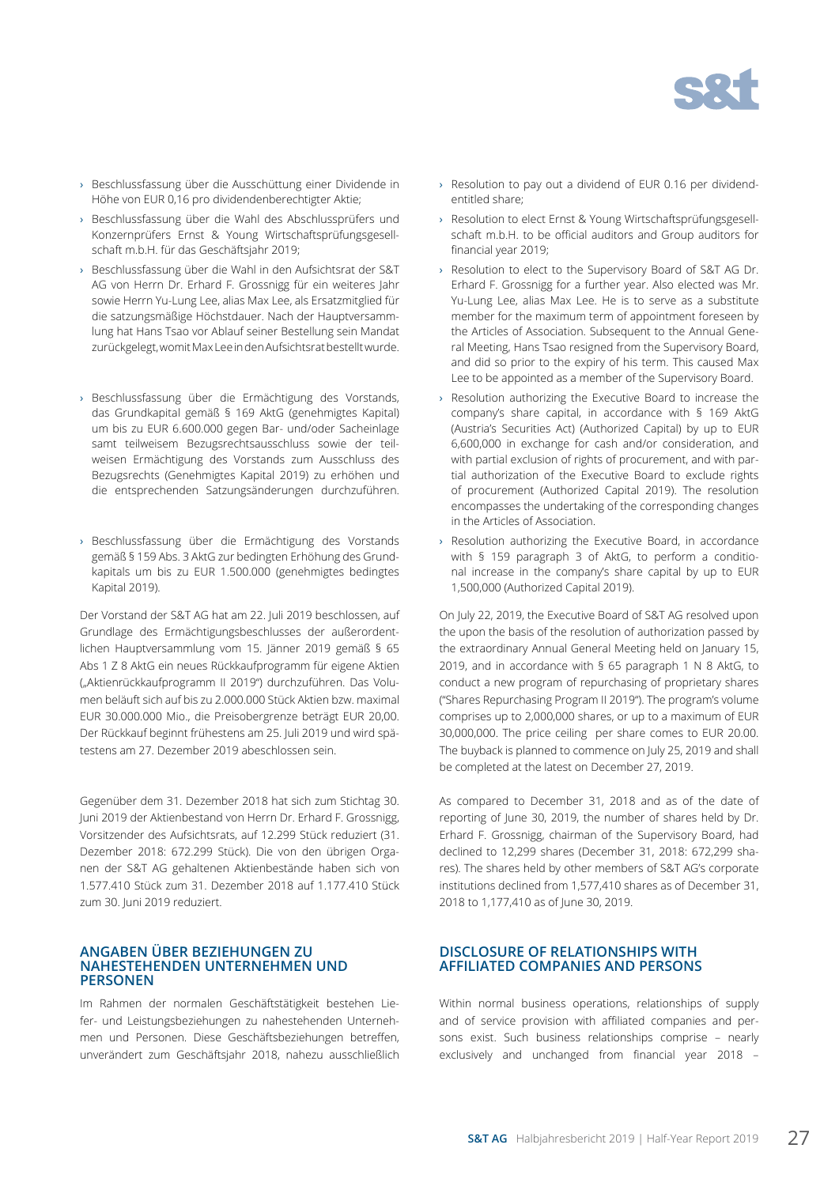- › Beschlussfassung über die Ausschüttung einer Dividende in Höhe von EUR 0,16 pro dividendenberechtigter Aktie;
- › Beschlussfassung über die Wahl des Abschlussprüfers und Konzernprüfers Ernst & Young Wirtschaftsprüfungsgesellschaft m.b.H. für das Geschäftsjahr 2019;
- › Beschlussfassung über die Wahl in den Aufsichtsrat der S&T AG von Herrn Dr. Erhard F. Grossnigg für ein weiteres Jahr sowie Herrn Yu-Lung Lee, alias Max Lee, als Ersatzmitglied für die satzungsmäßige Höchstdauer. Nach der Hauptversammlung hat Hans Tsao vor Ablauf seiner Bestellung sein Mandat zurückgelegt, womit Max Lee in den Aufsichtsrat bestellt wurde.
- › Beschlussfassung über die Ermächtigung des Vorstands, das Grundkapital gemäß § 169 AktG (genehmigtes Kapital) um bis zu EUR 6.600.000 gegen Bar- und/oder Sacheinlage samt teilweisem Bezugsrechtsausschluss sowie der teilweisen Ermächtigung des Vorstands zum Ausschluss des Bezugsrechts (Genehmigtes Kapital 2019) zu erhöhen und die entsprechenden Satzungsänderungen durchzuführen.
- › Beschlussfassung über die Ermächtigung des Vorstands gemäß § 159 Abs. 3 AktG zur bedingten Erhöhung des Grundkapitals um bis zu EUR 1.500.000 (genehmigtes bedingtes Kapital 2019).

Der Vorstand der S&T AG hat am 22. Juli 2019 beschlossen, auf Grundlage des Ermächtigungsbeschlusses der außerordentlichen Hauptversammlung vom 15. Jänner 2019 gemäß § 65 Abs 1 Z 8 AktG ein neues Rückkaufprogramm für eigene Aktien („Aktienrückkaufprogramm II 2019") durchzuführen. Das Volumen beläuft sich auf bis zu 2.000.000 Stück Aktien bzw. maximal EUR 30.000.000 Mio., die Preisobergrenze beträgt EUR 20,00. Der Rückkauf beginnt frühestens am 25. Juli 2019 und wird spätestens am 27. Dezember 2019 abgeschlossen sein.

Gegenüber dem 31. Dezember 2018 hat sich zum Stichtag 30. Juni 2019 der Aktienbestand von Herrn Dr. Erhard F. Grossnigg, Vorsitzender des Aufsichtsrats, auf 12.299 Stück reduziert (31. Dezember 2018: 672.299 Stück). Die von den übrigen Organen der S&T AG gehaltenen Aktienbestände haben sich von 1.577.410 Stück zum 31. Dezember 2018 auf 1.177.410 Stück zum 30. Juni 2019 reduziert.

## ANGABEN ÜBER BEZIEHUNGEN ZU NAHESTEHENDEN UNTERNEHMEN UND PERSONEN

Im Rahmen der normalen Geschäftstätigkeit bestehen Liefer- und Leistungsbeziehungen zu nahestehenden Unternehmen und Personen. Diese Geschäftsbeziehungen betreffen, unverändert zum Geschäftsjahr 2018, nahezu ausschließlich

- › Resolution to pay out a dividend of EUR 0.16 per dividend-entitled share;
- › Resolution to elect Ernst & Young Wirtschaftsprüfungsgesellschaft m.b.H. to be official auditors and Group auditors for financial year 2019;
- › Resolution to elect to the Supervisory Board of S&T AG Dr. Erhard F. Grossnigg for a further year. Also elected was Mr. Yu-Lung Lee, alias Max Lee. He is to serve as a substitute member for the maximum term of appointment foreseen by the Articles of Association. Subsequent to the Annual General Meeting, Hans Tsao resigned from the Supervisory Board, and did so prior to the expiry of his term. This caused Max Lee to be appointed as a member of the Supervisory Board.
- › Resolution authorizing the Executive Board to increase the company's share capital, in accordance with § 169 AktG (Austria's Securities Act) (Authorized Capital) by up to EUR 6,600,000 in exchange for cash and/or consideration, and with partial exclusion of rights of procurement, and with partial authorization of the Executive Board to exclude rights of procurement (Authorized Capital 2019). The resolution encompasses the undertaking of the corresponding changes in the Articles of Association.
- › Resolution authorizing the Executive Board, in accordance with § 159 paragraph 3 of AktG, to perform a conditional increase in the company's share capital by up to EUR 1,500,000 (Authorized Capital 2019).

On July 22, 2019, the Executive Board of S&T AG resolved upon the upon the basis of the resolution of authorization passed by the extraordinary Annual General Meeting held on January 15, 2019, and in accordance with § 65 paragraph 1 N 8 AktG, to conduct a new program of repurchasing of proprietary shares ("Shares Repurchasing Program II 2019"). The program's volume comprises up to 2,000,000 shares, or up to a maximum of EUR 30,000,000. The price ceiling per share comes to EUR 20.00. The buyback is planned to commence on July 25, 2019 and shall be completed at the latest on December 27, 2019.

As compared to December 31, 2018 and as of the date of reporting of June 30, 2019, the number of shares held by Dr. Erhard F. Grossnigg, chairman of the Supervisory Board, had declined to 12,299 shares (December 31, 2018: 672,299 shares). The shares held by other members of S&T AG's corporate institutions declined from 1,577,410 shares as of December 31, 2018 to 1,177,410 as of June 30, 2019.

## DISCLOSURE OF RELATIONSHIPS WITH AFFILIATED COMPANIES AND PERSONS

Within normal business operations, relationships of supply and of service provision with affiliated companies and persons exist. Such business relationships comprise – nearly exclusively and unchanged from financial year 2018 –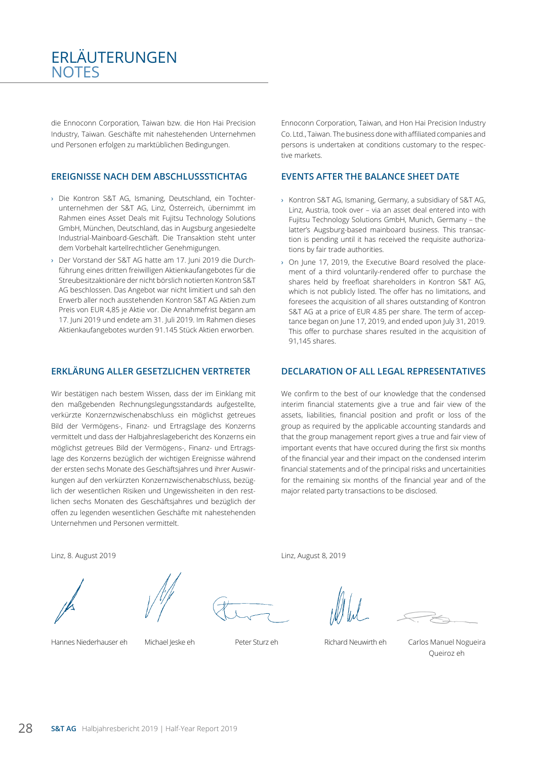# ERLÄUTERUNGEN
# NOTES

die Ennoconn Corporation, Taiwan bzw. die Hon Hai Precision Industry, Taiwan. Geschäfte mit nahestehenden Unternehmen und Personen erfolgen zu marktüblichen Bedingungen.

## EREIGNISSE NACH DEM ABSCHLUSSSTICHTAG

- Die Kontron S&T AG, Ismaning, Deutschland, ein Tochterunternehmen der S&T AG, Linz, Österreich, übernimmt im Rahmen eines Asset Deals mit Fujitsu Technology Solutions GmbH, München, Deutschland, das in Augsburg angesiedelte Industrial-Mainboard-Geschäft. Die Transaktion steht unter dem Vorbehalt kartellrechtlicher Genehmigungen.
- Der Vorstand der S&T AG hatte am 17. Juni 2019 die Durchführung eines dritten freiwilligen Aktienkaufangebotes für die Streubesitzaktionäre der nicht börslich notierten Kontron S&T AG beschlossen. Das Angebot war nicht limitiert und sah den Erwerb aller noch ausstehenden Kontron S&T AG Aktien zum Preis von EUR 4,85 je Aktie vor. Die Annahmefrist begann am 17. Juni 2019 und endete am 31. Juli 2019. Im Rahmen dieses Aktienkaufangebotes wurden 91.145 Stück Aktien erworben.

## ERKLÄRUNG ALLER GESETZLICHEN VERTRETER

Wir bestätigen nach bestem Wissen, dass der im Einklang mit den maßgebenden Rechnungslegungsstandards aufgestellte, verkürzte Konzernzwischenabschluss ein möglichst getreues Bild der Vermögens-, Finanz- und Ertragslage des Konzerns vermittelt und dass der Halbjahreslagebericht des Konzerns ein möglichst getreues Bild der Vermögens-, Finanz- und Ertragslage des Konzerns bezüglich der wichtigen Ereignisse während der ersten sechs Monate des Geschäftsjahres und ihrer Auswirkungen auf den verkürzten Konzernzwischenabschluss, bezüglich der wesentlichen Risiken und Ungewissheiten in den restlichen sechs Monaten des Geschäftsjahres und bezüglich der offen zu legenden wesentlichen Geschäfte mit nahestehenden Unternehmen und Personen vermittelt.

Linz, 8. August 2019

Ennoconn Corporation, Taiwan, and Hon Hai Precision Industry Co. Ltd., Taiwan. The business done with affiliated companies and persons is undertaken at conditions customary to the respective markets.

## EVENTS AFTER THE BALANCE SHEET DATE

- Kontron S&T AG, Ismaning, Germany, a subsidiary of S&T AG, Linz, Austria, took over – via an asset deal entered into with Fujitsu Technology Solutions GmbH, Munich, Germany – the latter's Augsburg-based mainboard business. This transaction is pending until it has received the requisite authorizations by fair trade authorities.
- On June 17, 2019, the Executive Board resolved the placement of a third voluntarily-rendered offer to purchase the shares held by freefloat shareholders in Kontron S&T AG, which is not publicly listed. The offer has no limitations, and foresees the acquisition of all shares outstanding of Kontron S&T AG at a price of EUR 4.85 per share. The term of acceptance began on June 17, 2019, and ended upon July 31, 2019. This offer to purchase shares resulted in the acquisition of 91,145 shares.

## DECLARATION OF ALL LEGAL REPRESENTATIVES

We confirm to the best of our knowledge that the condensed interim financial statements give a true and fair view of the assets, liabilities, financial position and profit or loss of the group as required by the applicable accounting standards and that the group management report gives a true and fair view of important events that have occured during the first six months of the financial year and their impact on the condensed interim financial statements and of the principal risks and uncertainities for the remaining six months of the financial year and of the major related party transactions to be disclosed.

Linz, August 8, 2019

Hannes Niederhauser eh

Michael Jeske eh

Peter Sturz eh

Richard Neuwirth eh

Carlos Manuel Nogueira Queiroz eh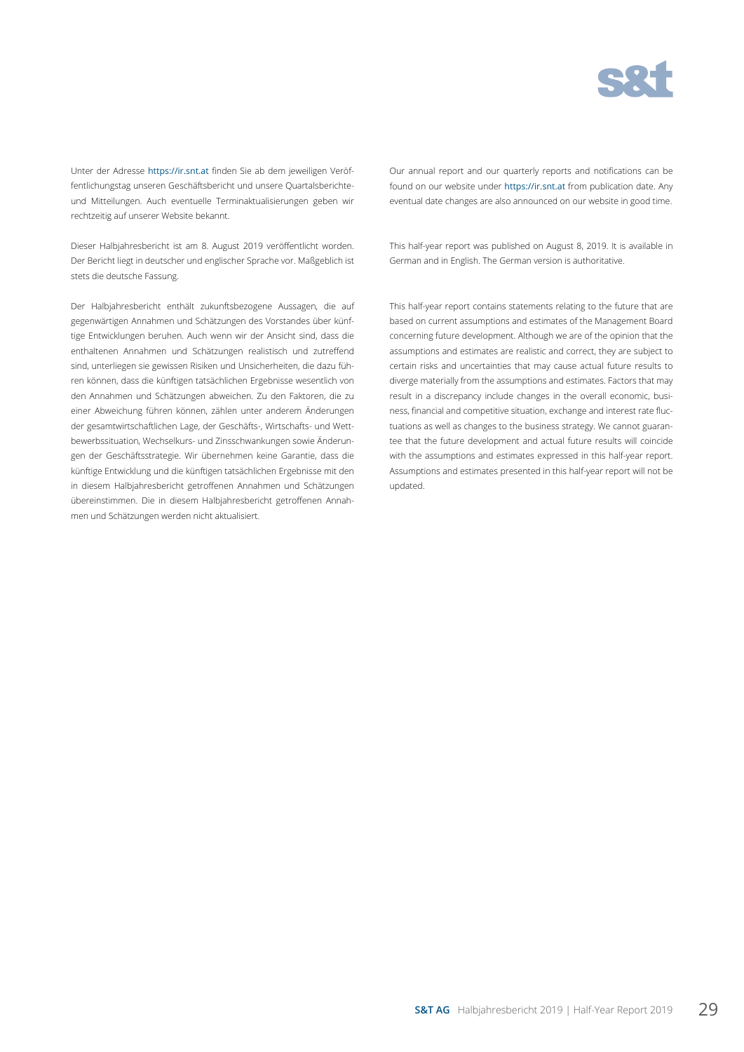Unter der Adresse https://ir.snt.at finden Sie ab dem jeweiligen Veröffentlichungstag unseren Geschäftsbericht und unsere Quartalsberichte- und Mitteilungen. Auch eventuelle Terminaktualisierungen geben wir rechtzeitig auf unserer Website bekannt.

Dieser Halbjahresbericht ist am 8. August 2019 veröffentlicht worden. Der Bericht liegt in deutscher und englischer Sprache vor. Maßgeblich ist stets die deutsche Fassung.

Der Halbjahresbericht enthält zukunftsbezogene Aussagen, die auf gegenwärtigen Annahmen und Schätzungen des Vorstandes über künftige Entwicklungen beruhen. Auch wenn wir der Ansicht sind, dass die enthaltenen Annahmen und Schätzungen realistisch und zutreffend sind, unterliegen sie gewissen Risiken und Unsicherheiten, die dazu führen können, dass die künftigen tatsächlichen Ergebnisse wesentlich von den Annahmen und Schätzungen abweichen. Zu den Faktoren, die zu einer Abweichung führen können, zählen unter anderem Änderungen der gesamtwirtschaftlichen Lage, der Geschäfts-, Wirtschafts- und Wettbewerbssituation, Wechselkurs- und Zinsschwankungen sowie Änderungen der Geschäftsstrategie. Wir übernehmen keine Garantie, dass die künftige Entwicklung und die künftigen tatsächlichen Ergebnisse mit den in diesem Halbjahresbericht getroffenen Annahmen und Schätzungen übereinstimmen. Die in diesem Halbjahresbericht getroffenen Annahmen und Schätzungen werden nicht aktualisiert.

Our annual report and our quarterly reports and notifications can be found on our website under https://ir.snt.at from publication date. Any eventual date changes are also announced on our website in good time.

This half-year report was published on August 8, 2019. It is available in German and in English. The German version is authoritative.

This half-year report contains statements relating to the future that are based on current assumptions and estimates of the Management Board concerning future development. Although we are of the opinion that the assumptions and estimates are realistic and correct, they are subject to certain risks and uncertainties that may cause actual future results to diverge materially from the assumptions and estimates. Factors that may result in a discrepancy include changes in the overall economic, business, financial and competitive situation, exchange and interest rate fluctuations as well as changes to the business strategy. We cannot guarantee that the future development and actual future results will coincide with the assumptions and estimates expressed in this half-year report. Assumptions and estimates presented in this half-year report will not be updated.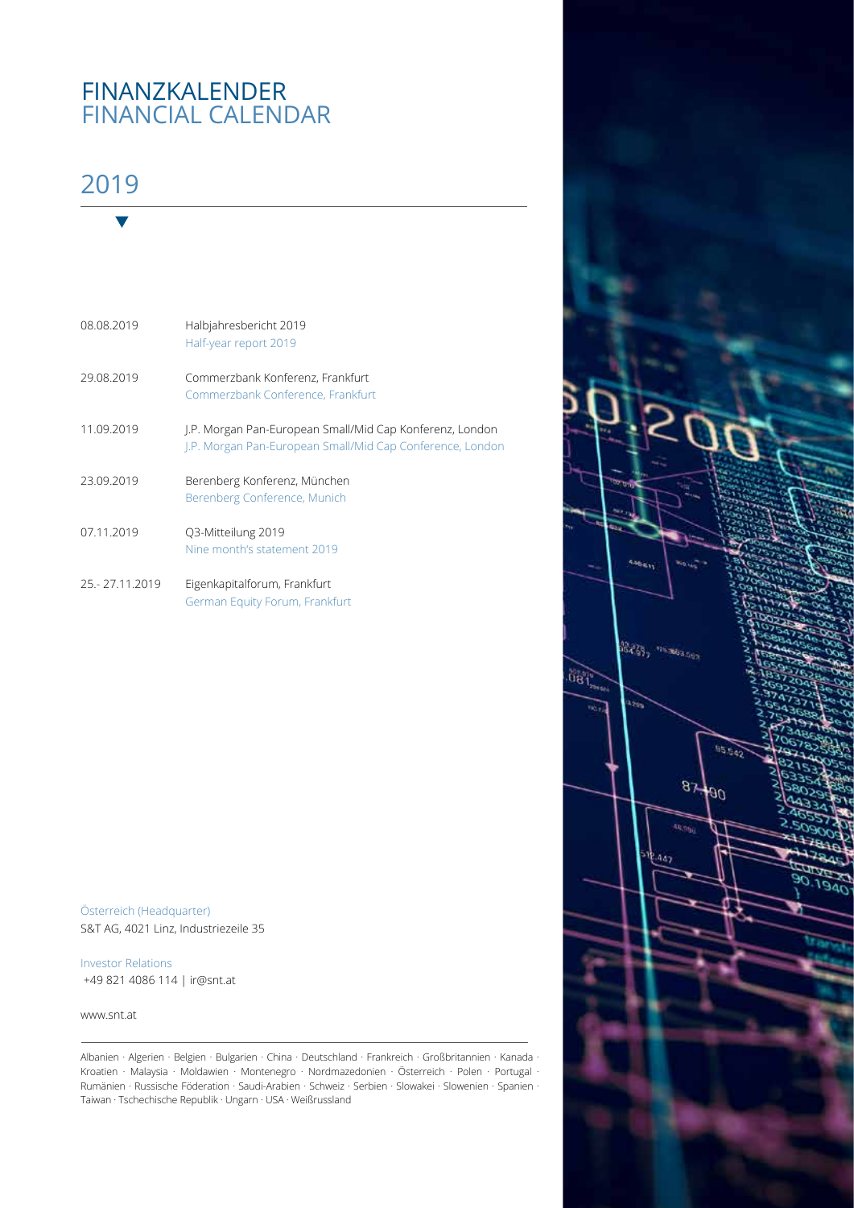# FINANZKALENDER
# FINANCIAL CALENDAR

## 2019

| | |
|---|---|
| 08.08.2019 | Halbjahresbericht 2019<br>Half-year report 2019 |
| 29.08.2019 | Commerzbank Konferenz, Frankfurt<br>Commerzbank Conference, Frankfurt |
| 11.09.2019 | J.P. Morgan Pan-European Small/Mid Cap Konferenz, London<br>J.P. Morgan Pan-European Small/Mid Cap Conference, London |
| 23.09.2019 | Berenberg Konferenz, München<br>Berenberg Conference, Munich |
| 07.11.2019 | Q3-Mitteilung 2019<br>Nine month's statement 2019 |
| 25.- 27.11.2019 | Eigenkapitalforum, Frankfurt<br>German Equity Forum, Frankfurt |

Österreich (Headquarter)
S&T AG, 4021 Linz, Industriezeile 35

Investor Relations
+49 821 4086 114 | ir@snt.at

www.snt.at

Albanien · Algerien · Belgien · Bulgarien · China · Deutschland · Frankreich · Großbritannien · Kanada · Kroatien · Malaysia · Moldawien · Montenegro · Nordmazedonien · Österreich · Polen · Portugal · Rumänien · Russische Föderation · Saudi-Arabien · Schweiz · Serbien · Slowakei · Slowenien · Spanien · Taiwan · Tschechische Republik · Ungarn · USA · Weißrussland